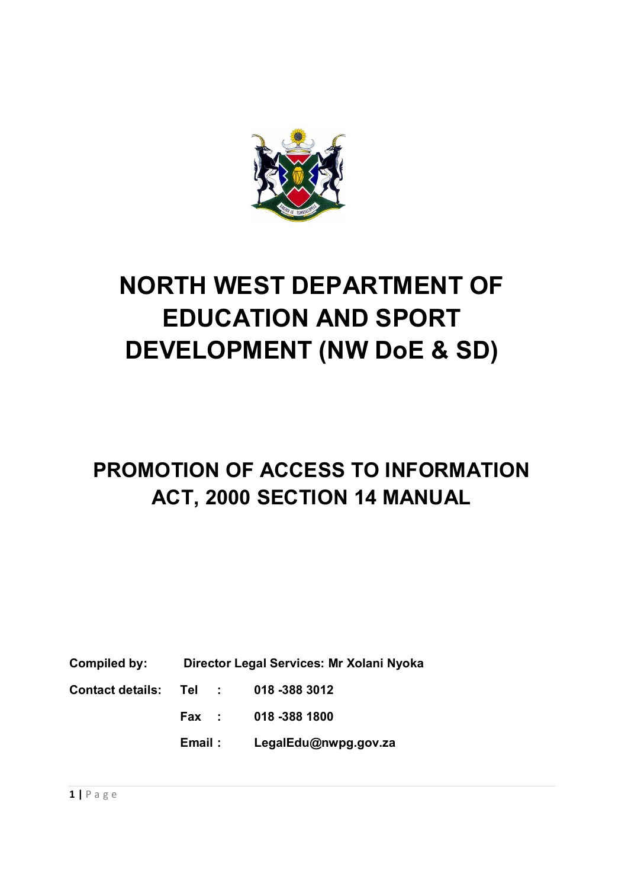# NORTH WEST DEPARTMENT OF EDUCATION AND SPORT DEVELOPMENT (NW DoE & SD)

## PROMOTION OF ACCESS TO INFORMATION ACT, 2000 SECTION 14 MANUAL

**Compiled by:** **Director Legal Services: Mr Xolani Nyoka**

**Contact details:** **Tel :** **018 -388 3012**

**Fax :** **018 -388 1800**

**Email :** **LegalEdu@nwpg.gov.za**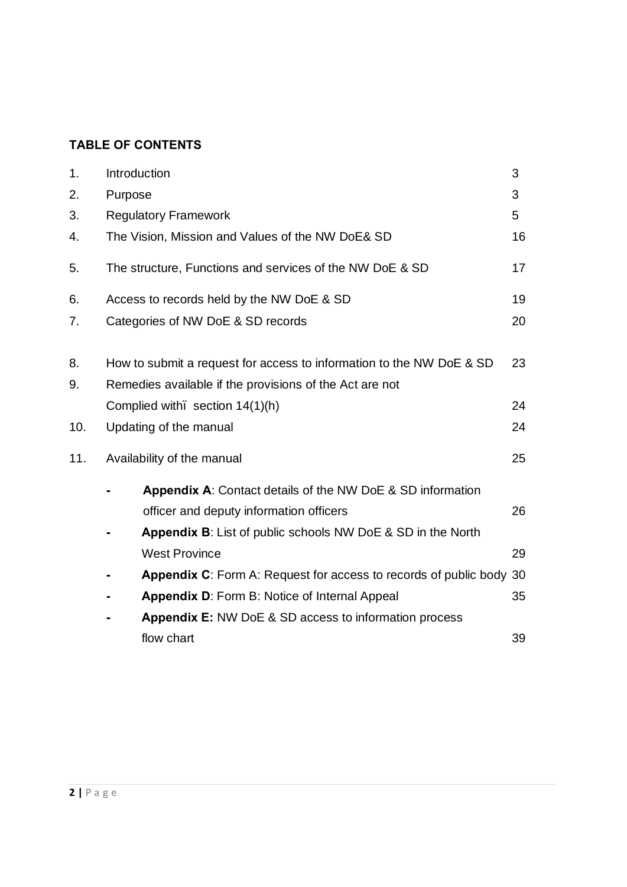## TABLE OF CONTENTS

| | | |
|---|---|---|
| 1. | Introduction | 3 |
| 2. | Purpose | 3 |
| 3. | Regulatory Framework | 5 |
| 4. | The Vision, Mission and Values of the NW DoE& SD | 16 |
| 5. | The structure, Functions and services of the NW DoE & SD | 17 |
| 6. | Access to records held by the NW DoE & SD | 19 |
| 7. | Categories of NW DoE & SD records | 20 |
| 8. | How to submit a request for access to information to the NW DoE & SD | 23 |
| 9. | Remedies available if the provisions of the Act are not Complied withï section 14(1)(h) | 24 |
| 10. | Updating of the manual | 24 |
| 11. | Availability of the manual | 25 |
| | - **Appendix A**: Contact details of the NW DoE & SD information officer and deputy information officers | 26 |
| | - **Appendix B**: List of public schools NW DoE & SD in the North West Province | 29 |
| | - **Appendix C**: Form A: Request for access to records of public body | 30 |
| | - **Appendix D**: Form B: Notice of Internal Appeal | 35 |
| | - **Appendix E:** NW DoE & SD access to information process flow chart | 39 |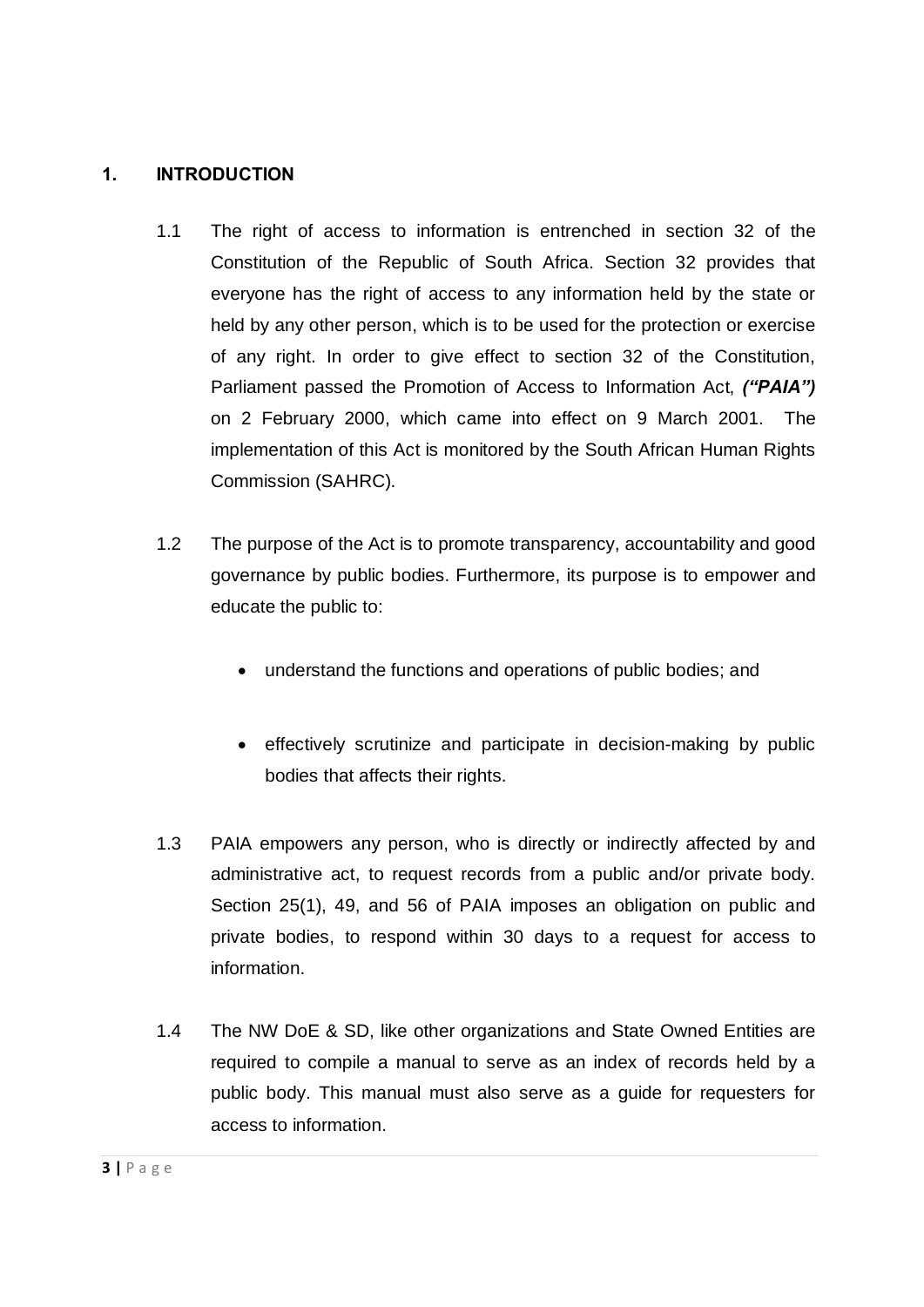## 1. INTRODUCTION

1.1 The right of access to information is entrenched in section 32 of the Constitution of the Republic of South Africa. Section 32 provides that everyone has the right of access to any information held by the state or held by any other person, which is to be used for the protection or exercise of any right. In order to give effect to section 32 of the Constitution, Parliament passed the Promotion of Access to Information Act, ***("PAIA")*** on 2 February 2000, which came into effect on 9 March 2001. The implementation of this Act is monitored by the South African Human Rights Commission (SAHRC).

1.2 The purpose of the Act is to promote transparency, accountability and good governance by public bodies. Furthermore, its purpose is to empower and educate the public to:

- understand the functions and operations of public bodies; and
- effectively scrutinize and participate in decision-making by public bodies that affects their rights.

1.3 PAIA empowers any person, who is directly or indirectly affected by and administrative act, to request records from a public and/or private body. Section 25(1), 49, and 56 of PAIA imposes an obligation on public and private bodies, to respond within 30 days to a request for access to information.

1.4 The NW DoE & SD, like other organizations and State Owned Entities are required to compile a manual to serve as an index of records held by a public body. This manual must also serve as a guide for requesters for access to information.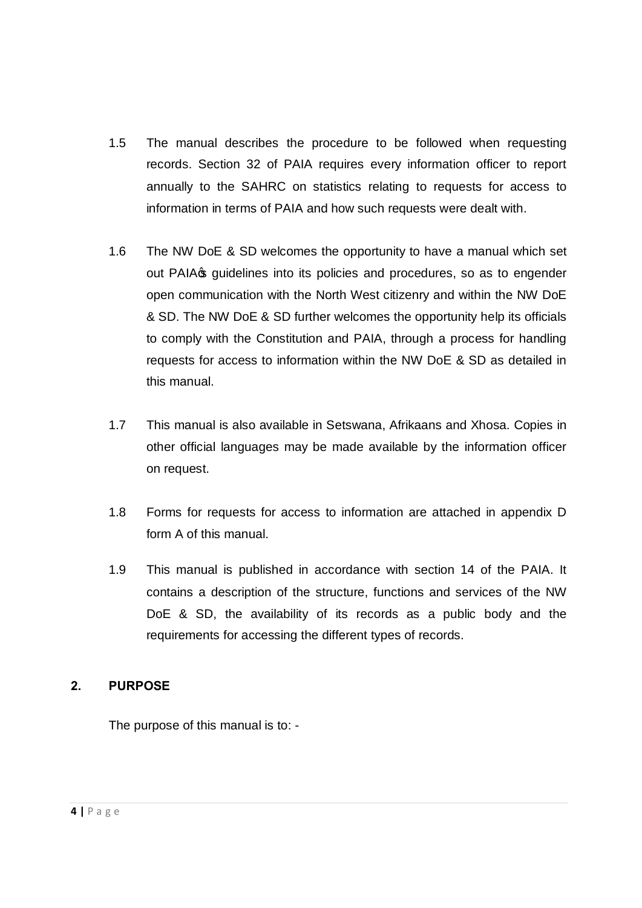1.5 The manual describes the procedure to be followed when requesting records. Section 32 of PAIA requires every information officer to report annually to the SAHRC on statistics relating to requests for access to information in terms of PAIA and how such requests were dealt with.

1.6 The NW DoE & SD welcomes the opportunity to have a manual which set out PAIA's guidelines into its policies and procedures, so as to engender open communication with the North West citizenry and within the NW DoE & SD. The NW DoE & SD further welcomes the opportunity help its officials to comply with the Constitution and PAIA, through a process for handling requests for access to information within the NW DoE & SD as detailed in this manual.

1.7 This manual is also available in Setswana, Afrikaans and Xhosa. Copies in other official languages may be made available by the information officer on request.

1.8 Forms for requests for access to information are attached in appendix D form A of this manual.

1.9 This manual is published in accordance with section 14 of the PAIA. It contains a description of the structure, functions and services of the NW DoE & SD, the availability of its records as a public body and the requirements for accessing the different types of records.

## 2. PURPOSE

The purpose of this manual is to: -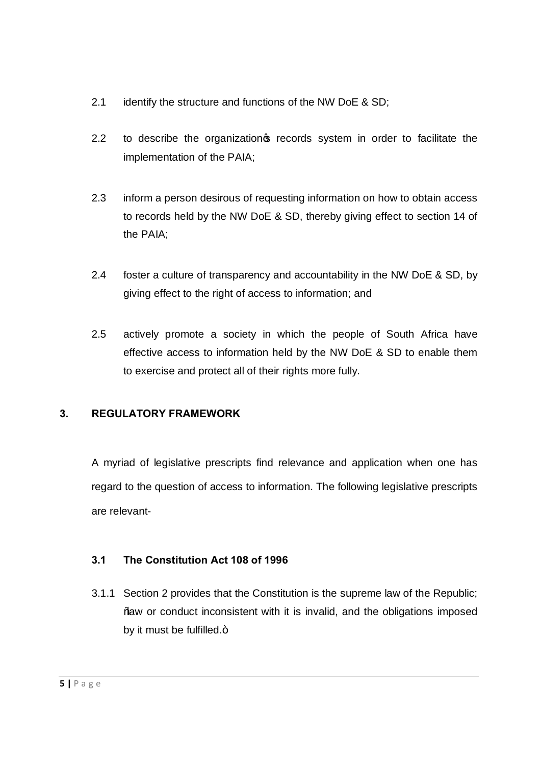2.1 identify the structure and functions of the NW DoE & SD;

2.2 to describe the organization's records system in order to facilitate the implementation of the PAIA;

2.3 inform a person desirous of requesting information on how to obtain access to records held by the NW DoE & SD, thereby giving effect to section 14 of the PAIA;

2.4 foster a culture of transparency and accountability in the NW DoE & SD, by giving effect to the right of access to information; and

2.5 actively promote a society in which the people of South Africa have effective access to information held by the NW DoE & SD to enable them to exercise and protect all of their rights more fully.

## 3. REGULATORY FRAMEWORK

A myriad of legislative prescripts find relevance and application when one has regard to the question of access to information. The following legislative prescripts are relevant-

### 3.1 The Constitution Act 108 of 1996

3.1.1 Section 2 provides that the Constitution is the supreme law of the Republic; "law or conduct inconsistent with it is invalid, and the obligations imposed by it must be fulfilled."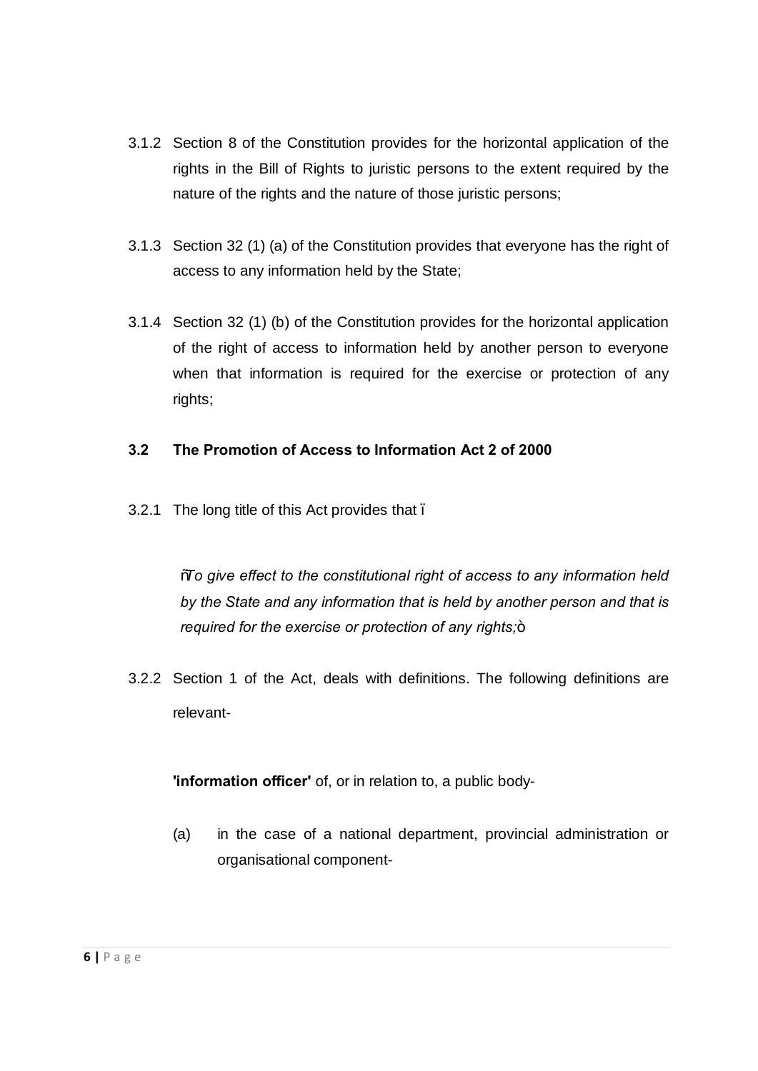3.1.2 Section 8 of the Constitution provides for the horizontal application of the rights in the Bill of Rights to juristic persons to the extent required by the nature of the rights and the nature of those juristic persons;

3.1.3 Section 32 (1) (a) of the Constitution provides that everyone has the right of access to any information held by the State;

3.1.4 Section 32 (1) (b) of the Constitution provides for the horizontal application of the right of access to information held by another person to everyone when that information is required for the exercise or protection of any rights;

### 3.2 The Promotion of Access to Information Act 2 of 2000

3.2.1 The long title of this Act provides that –

> "*To give effect to the constitutional right of access to any information held by the State and any information that is held by another person and that is required for the exercise or protection of any rights;*"

3.2.2 Section 1 of the Act, deals with definitions. The following definitions are relevant-

**'information officer'** of, or in relation to, a public body-

(a) in the case of a national department, provincial administration or organisational component-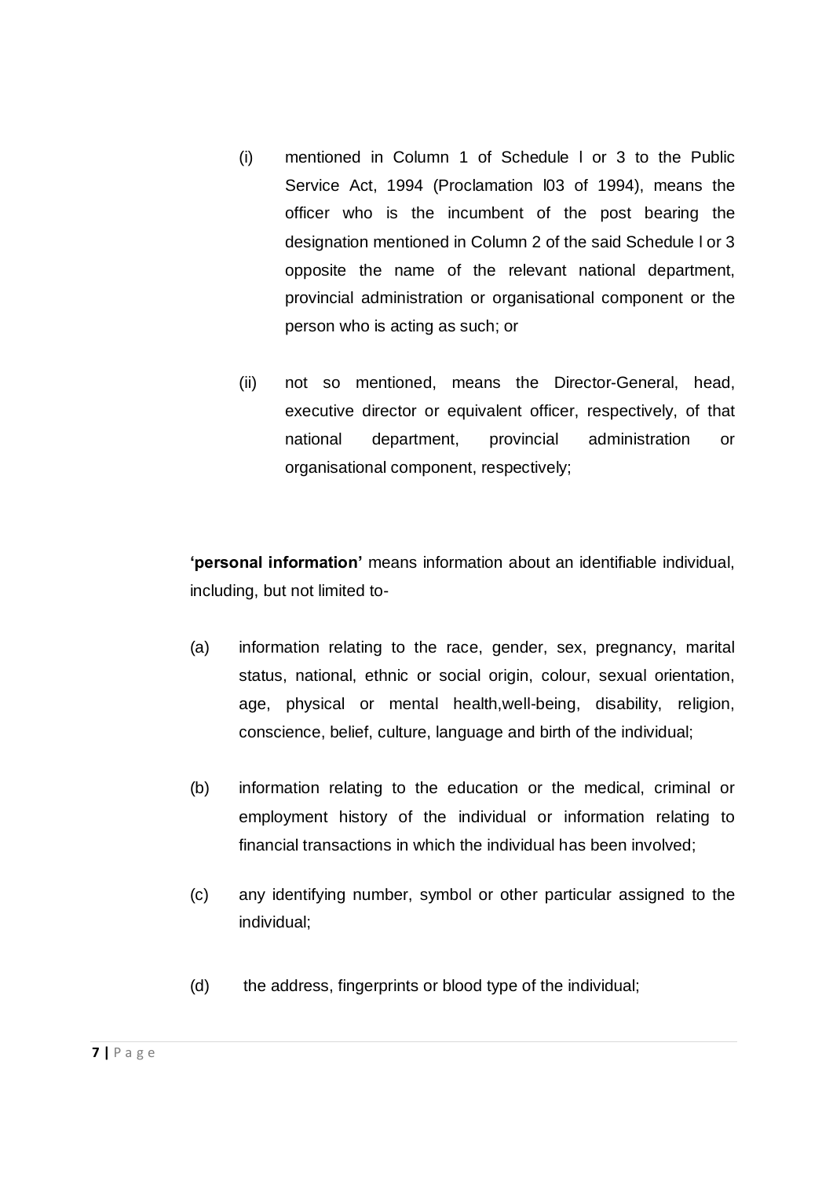(i) mentioned in Column 1 of Schedule l or 3 to the Public Service Act, 1994 (Proclamation l03 of 1994), means the officer who is the incumbent of the post bearing the designation mentioned in Column 2 of the said Schedule l or 3 opposite the name of the relevant national department, provincial administration or organisational component or the person who is acting as such; or

(ii) not so mentioned, means the Director-General, head, executive director or equivalent officer, respectively, of that national department, provincial administration or organisational component, respectively;

**'personal information'** means information about an identifiable individual, including, but not limited to-

(a) information relating to the race, gender, sex, pregnancy, marital status, national, ethnic or social origin, colour, sexual orientation, age, physical or mental health,well-being, disability, religion, conscience, belief, culture, language and birth of the individual;

(b) information relating to the education or the medical, criminal or employment history of the individual or information relating to financial transactions in which the individual has been involved;

(c) any identifying number, symbol or other particular assigned to the individual;

(d) the address, fingerprints or blood type of the individual;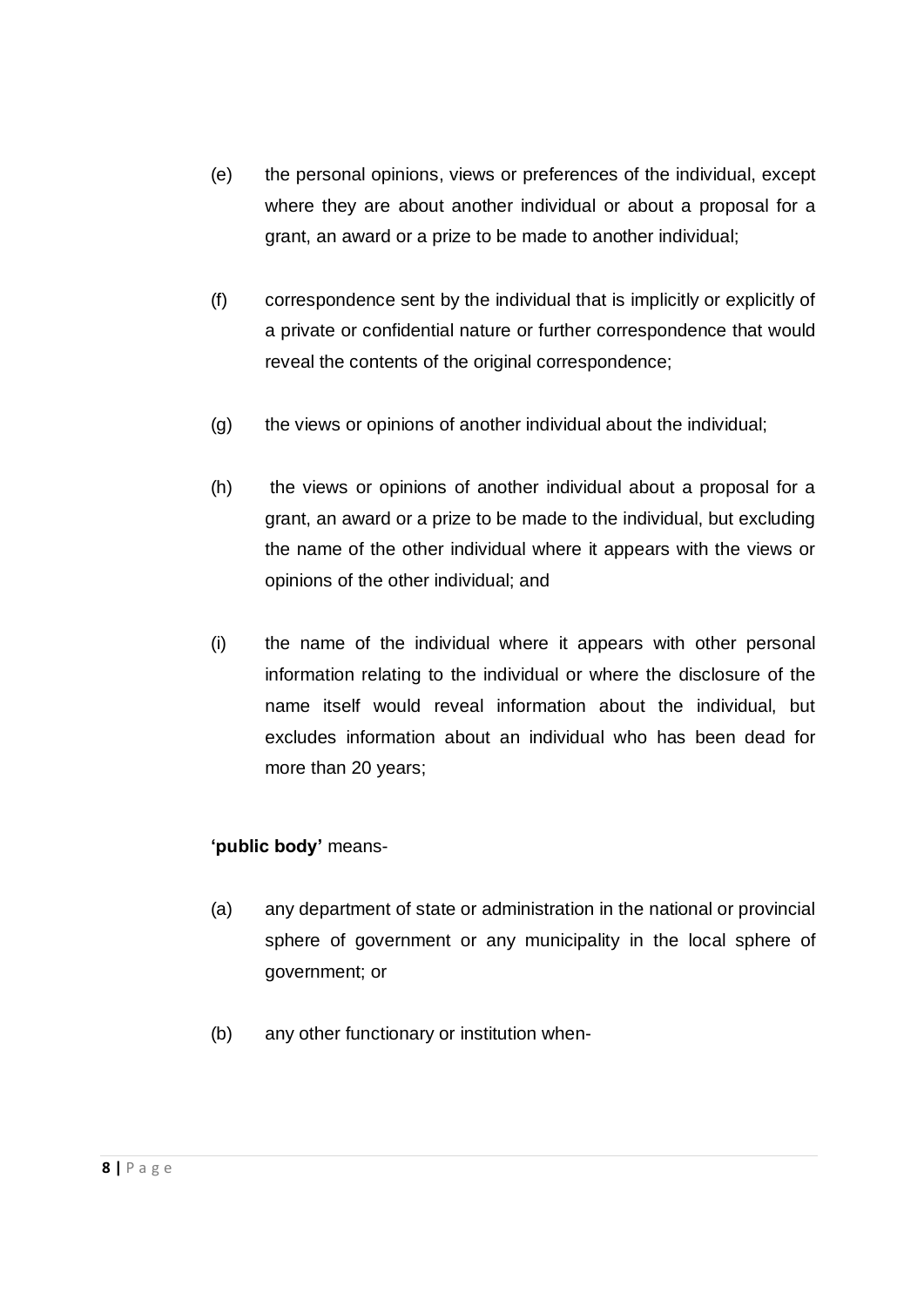(e) the personal opinions, views or preferences of the individual, except where they are about another individual or about a proposal for a grant, an award or a prize to be made to another individual;

(f) correspondence sent by the individual that is implicitly or explicitly of a private or confidential nature or further correspondence that would reveal the contents of the original correspondence;

(g) the views or opinions of another individual about the individual;

(h) the views or opinions of another individual about a proposal for a grant, an award or a prize to be made to the individual, but excluding the name of the other individual where it appears with the views or opinions of the other individual; and

(i) the name of the individual where it appears with other personal information relating to the individual or where the disclosure of the name itself would reveal information about the individual, but excludes information about an individual who has been dead for more than 20 years;

**'public body'** means-

(a) any department of state or administration in the national or provincial sphere of government or any municipality in the local sphere of government; or

(b) any other functionary or institution when-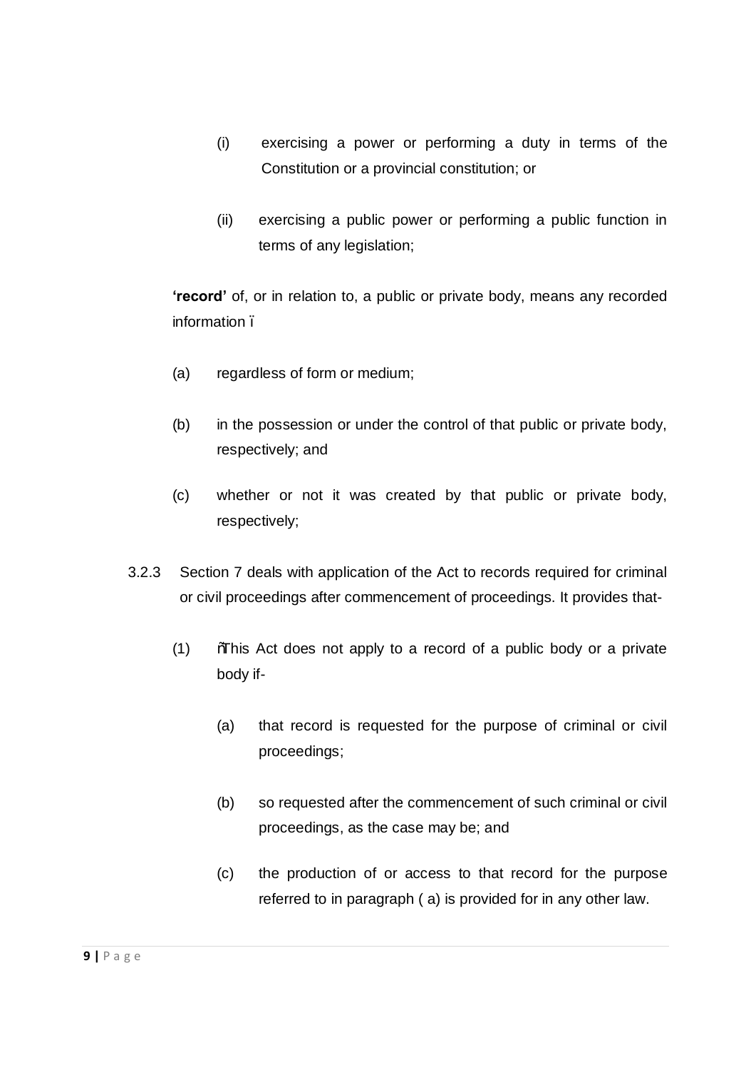(i) exercising a power or performing a duty in terms of the Constitution or a provincial constitution; or

(ii) exercising a public power or performing a public function in terms of any legislation;

**'record'** of, or in relation to, a public or private body, means any recorded information ï

(a) regardless of form or medium;

(b) in the possession or under the control of that public or private body, respectively; and

(c) whether or not it was created by that public or private body, respectively;

3.2.3 Section 7 deals with application of the Act to records required for criminal or civil proceedings after commencement of proceedings. It provides that-

(1) ñThis Act does not apply to a record of a public body or a private body if-

(a) that record is requested for the purpose of criminal or civil proceedings;

(b) so requested after the commencement of such criminal or civil proceedings, as the case may be; and

(c) the production of or access to that record for the purpose referred to in paragraph ( a) is provided for in any other law.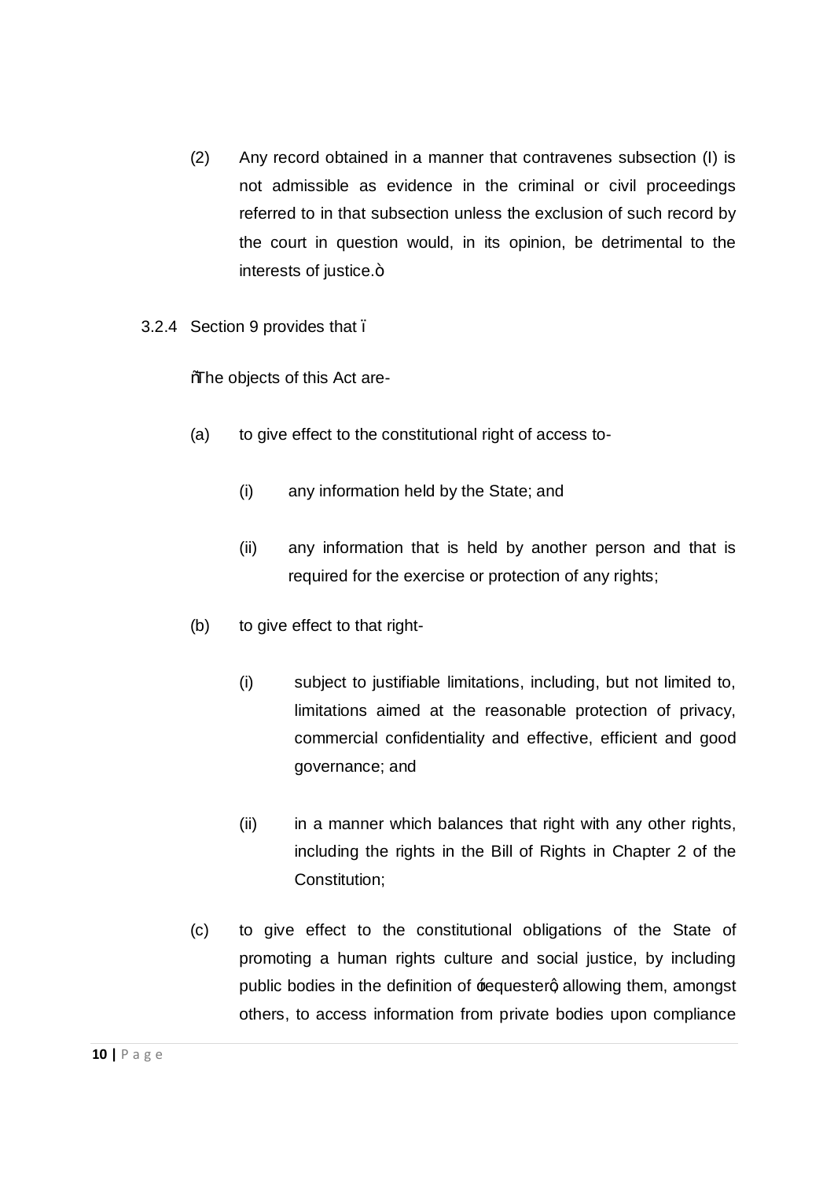(2) Any record obtained in a manner that contravenes subsection (I) is not admissible as evidence in the criminal or civil proceedings referred to in that subsection unless the exclusion of such record by the court in question would, in its opinion, be detrimental to the interests of justice."

3.2.4 Section 9 provides that –

"The objects of this Act are-

(a) to give effect to the constitutional right of access to-

(i) any information held by the State; and

(ii) any information that is held by another person and that is required for the exercise or protection of any rights;

(b) to give effect to that right-

(i) subject to justifiable limitations, including, but not limited to, limitations aimed at the reasonable protection of privacy, commercial confidentiality and effective, efficient and good governance; and

(ii) in a manner which balances that right with any other rights, including the rights in the Bill of Rights in Chapter 2 of the Constitution;

(c) to give effect to the constitutional obligations of the State of promoting a human rights culture and social justice, by including public bodies in the definition of 'requester', allowing them, amongst others, to access information from private bodies upon compliance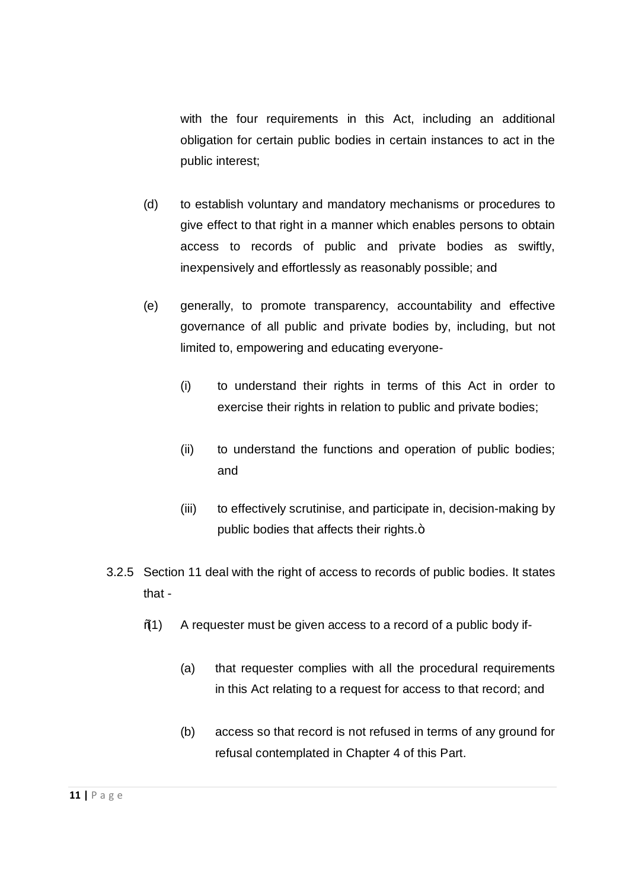with the four requirements in this Act, including an additional obligation for certain public bodies in certain instances to act in the public interest;

(d) to establish voluntary and mandatory mechanisms or procedures to give effect to that right in a manner which enables persons to obtain access to records of public and private bodies as swiftly, inexpensively and effortlessly as reasonably possible; and

(e) generally, to promote transparency, accountability and effective governance of all public and private bodies by, including, but not limited to, empowering and educating everyone-

  (i) to understand their rights in terms of this Act in order to exercise their rights in relation to public and private bodies;

  (ii) to understand the functions and operation of public bodies; and

  (iii) to effectively scrutinise, and participate in, decision-making by public bodies that affects their rights.ò

3.2.5 Section 11 deal with the right of access to records of public bodies. It states that -

ñ(1) A requester must be given access to a record of a public body if-

  (a) that requester complies with all the procedural requirements in this Act relating to a request for access to that record; and

  (b) access so that record is not refused in terms of any ground for refusal contemplated in Chapter 4 of this Part.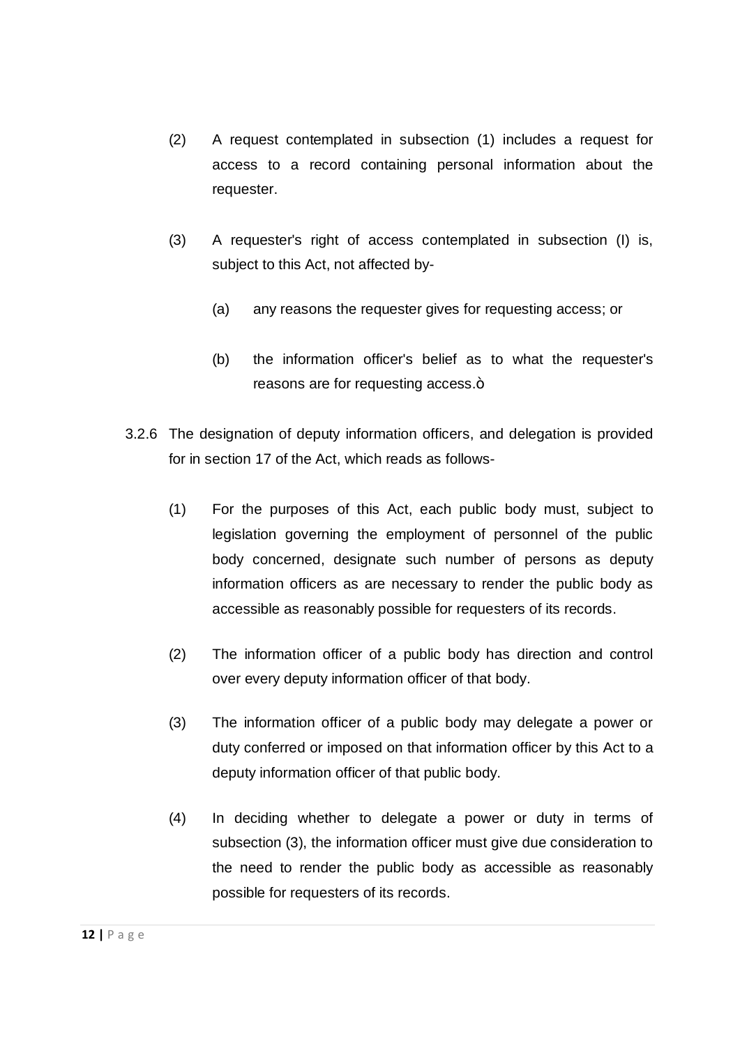(2) A request contemplated in subsection (1) includes a request for access to a record containing personal information about the requester.

(3) A requester's right of access contemplated in subsection (I) is, subject to this Act, not affected by-

(a) any reasons the requester gives for requesting access; or

(b) the information officer's belief as to what the requester's reasons are for requesting access.ò

3.2.6 The designation of deputy information officers, and delegation is provided for in section 17 of the Act, which reads as follows-

(1) For the purposes of this Act, each public body must, subject to legislation governing the employment of personnel of the public body concerned, designate such number of persons as deputy information officers as are necessary to render the public body as accessible as reasonably possible for requesters of its records.

(2) The information officer of a public body has direction and control over every deputy information officer of that body.

(3) The information officer of a public body may delegate a power or duty conferred or imposed on that information officer by this Act to a deputy information officer of that public body.

(4) In deciding whether to delegate a power or duty in terms of subsection (3), the information officer must give due consideration to the need to render the public body as accessible as reasonably possible for requesters of its records.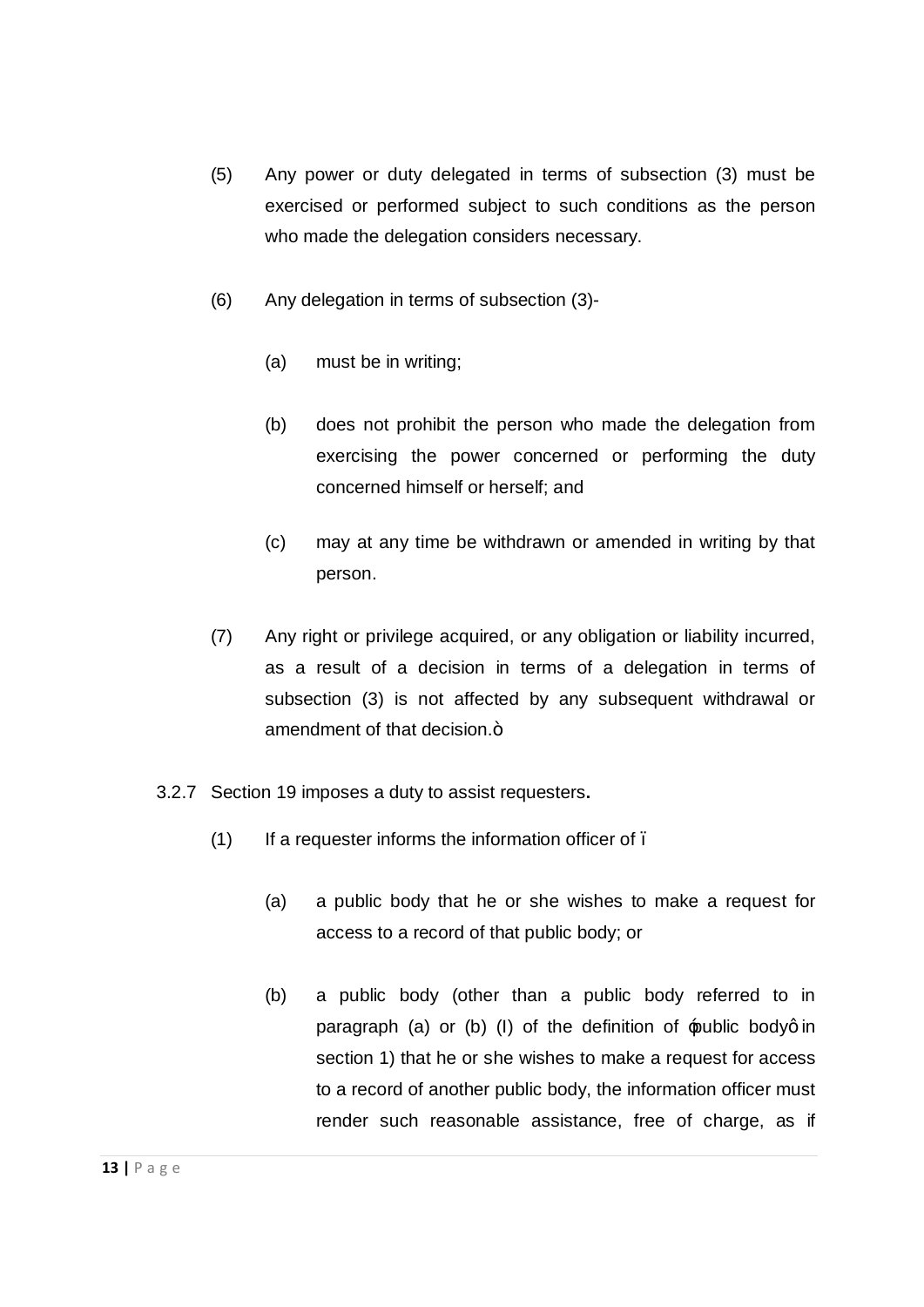(5) Any power or duty delegated in terms of subsection (3) must be exercised or performed subject to such conditions as the person who made the delegation considers necessary.

(6) Any delegation in terms of subsection (3)-

(a) must be in writing;

(b) does not prohibit the person who made the delegation from exercising the power concerned or performing the duty concerned himself or herself; and

(c) may at any time be withdrawn or amended in writing by that person.

(7) Any right or privilege acquired, or any obligation or liability incurred, as a result of a decision in terms of a delegation in terms of subsection (3) is not affected by any subsequent withdrawal or amendment of that decision.ò

3.2.7 Section 19 imposes a duty to assist requesters**.**

(1) If a requester informs the information officer of ï

(a) a public body that he or she wishes to make a request for access to a record of that public body; or

(b) a public body (other than a public body referred to in paragraph (a) or (b) (I) of the definition of ópublic bodyô in section 1) that he or she wishes to make a request for access to a record of another public body, the information officer must render such reasonable assistance, free of charge, as if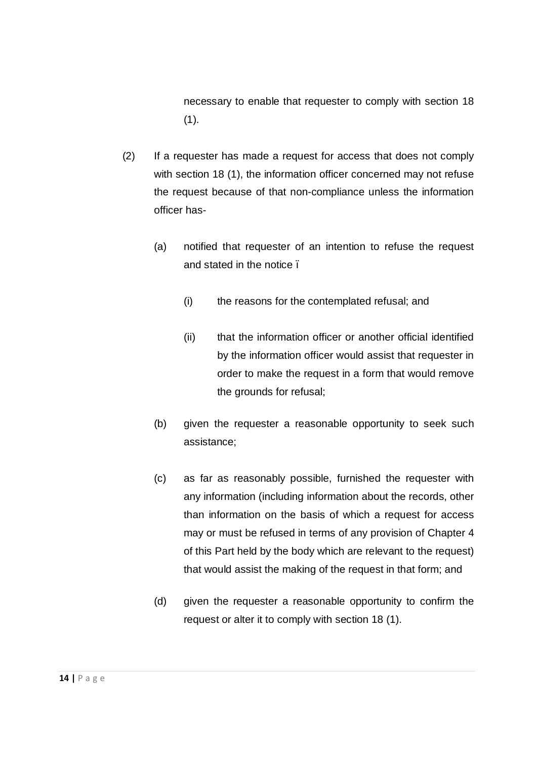necessary to enable that requester to comply with section 18 (1).

(2) If a requester has made a request for access that does not comply with section 18 (1), the information officer concerned may not refuse the request because of that non-compliance unless the information officer has-

(a) notified that requester of an intention to refuse the request and stated in the notice ï

(i) the reasons for the contemplated refusal; and

(ii) that the information officer or another official identified by the information officer would assist that requester in order to make the request in a form that would remove the grounds for refusal;

(b) given the requester a reasonable opportunity to seek such assistance;

(c) as far as reasonably possible, furnished the requester with any information (including information about the records, other than information on the basis of which a request for access may or must be refused in terms of any provision of Chapter 4 of this Part held by the body which are relevant to the request) that would assist the making of the request in that form; and

(d) given the requester a reasonable opportunity to confirm the request or alter it to comply with section 18 (1).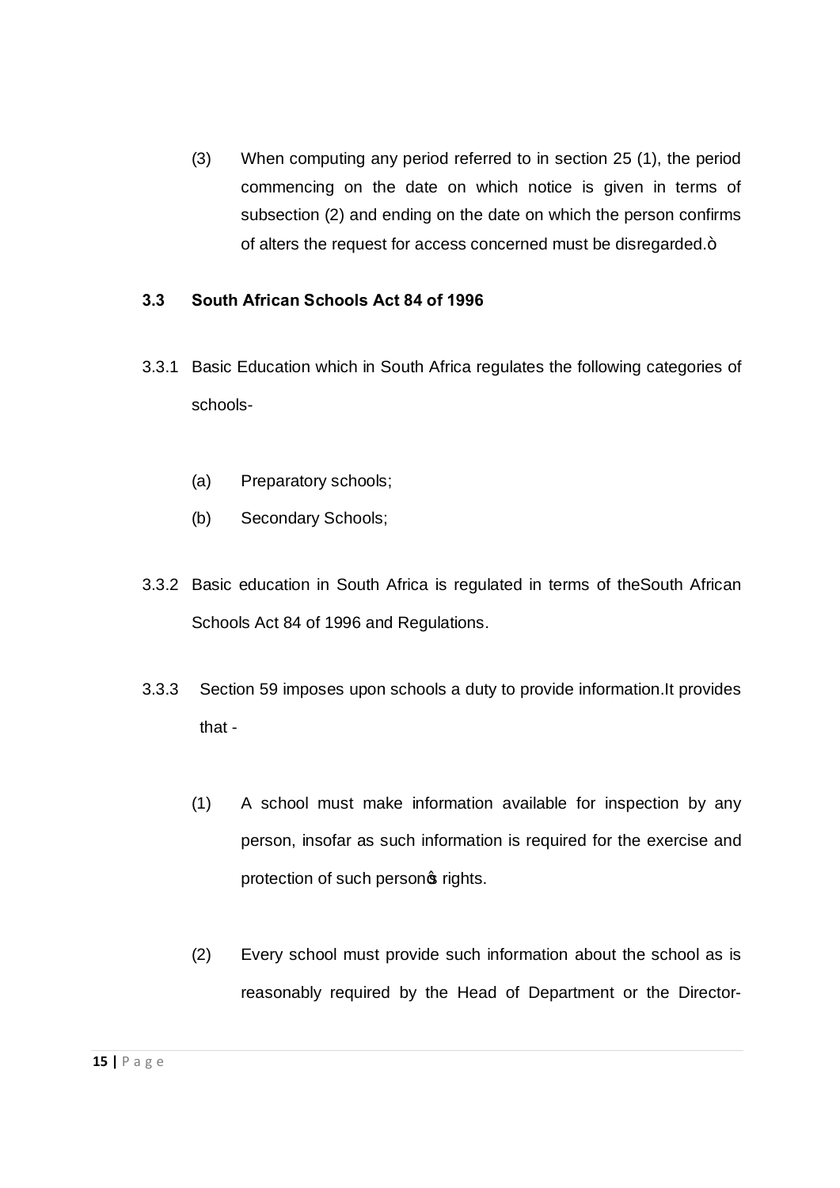(3) When computing any period referred to in section 25 (1), the period commencing on the date on which notice is given in terms of subsection (2) and ending on the date on which the person confirms of alters the request for access concerned must be disregarded.”

### 3.3 South African Schools Act 84 of 1996

3.3.1 Basic Education which in South Africa regulates the following categories of schools-

(a) Preparatory schools;

(b) Secondary Schools;

3.3.2 Basic education in South Africa is regulated in terms of theSouth African Schools Act 84 of 1996 and Regulations.

3.3.3 Section 59 imposes upon schools a duty to provide information.It provides that -

(1) A school must make information available for inspection by any person, insofar as such information is required for the exercise and protection of such person's rights.

(2) Every school must provide such information about the school as is reasonably required by the Head of Department or the Director-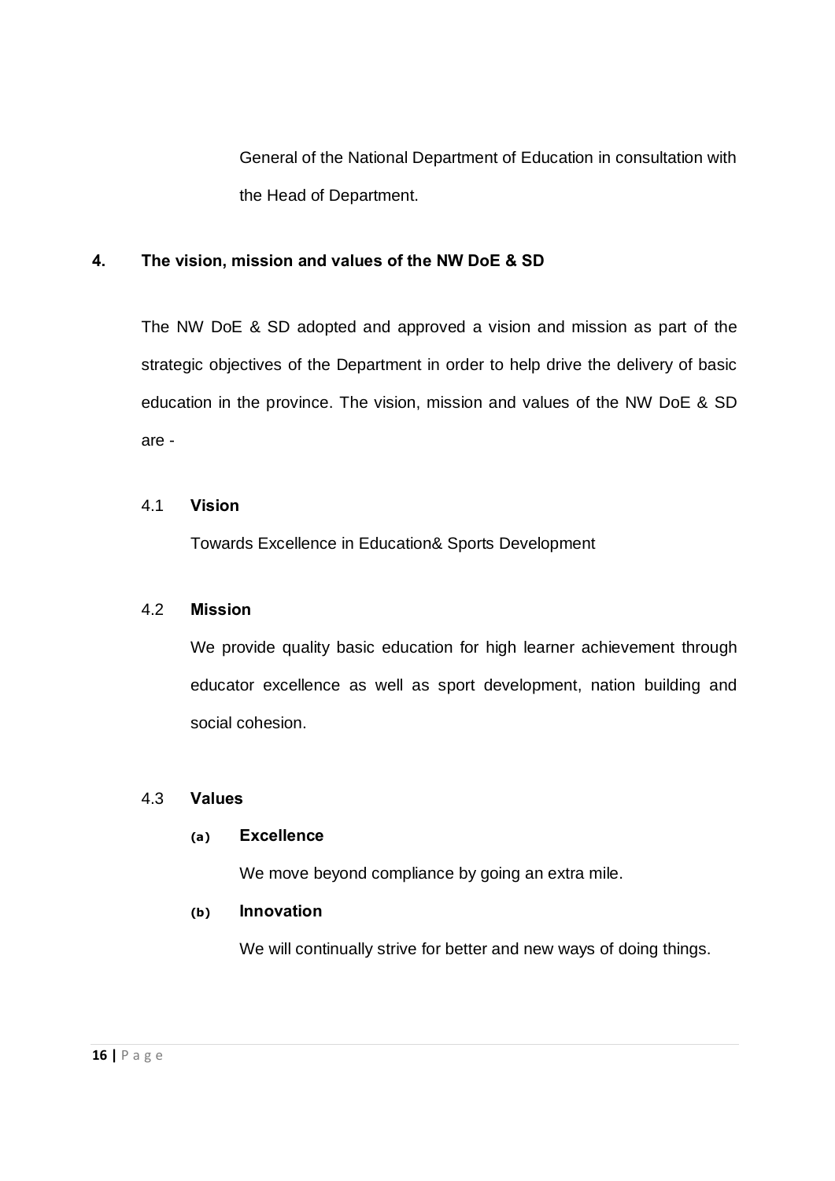General of the National Department of Education in consultation with the Head of Department.

## 4. The vision, mission and values of the NW DoE & SD

The NW DoE & SD adopted and approved a vision and mission as part of the strategic objectives of the Department in order to help drive the delivery of basic education in the province. The vision, mission and values of the NW DoE & SD are -

### 4.1 Vision

Towards Excellence in Education& Sports Development

### 4.2 Mission

We provide quality basic education for high learner achievement through educator excellence as well as sport development, nation building and social cohesion.

### 4.3 Values

**(a) Excellence**

We move beyond compliance by going an extra mile.

**(b) Innovation**

We will continually strive for better and new ways of doing things.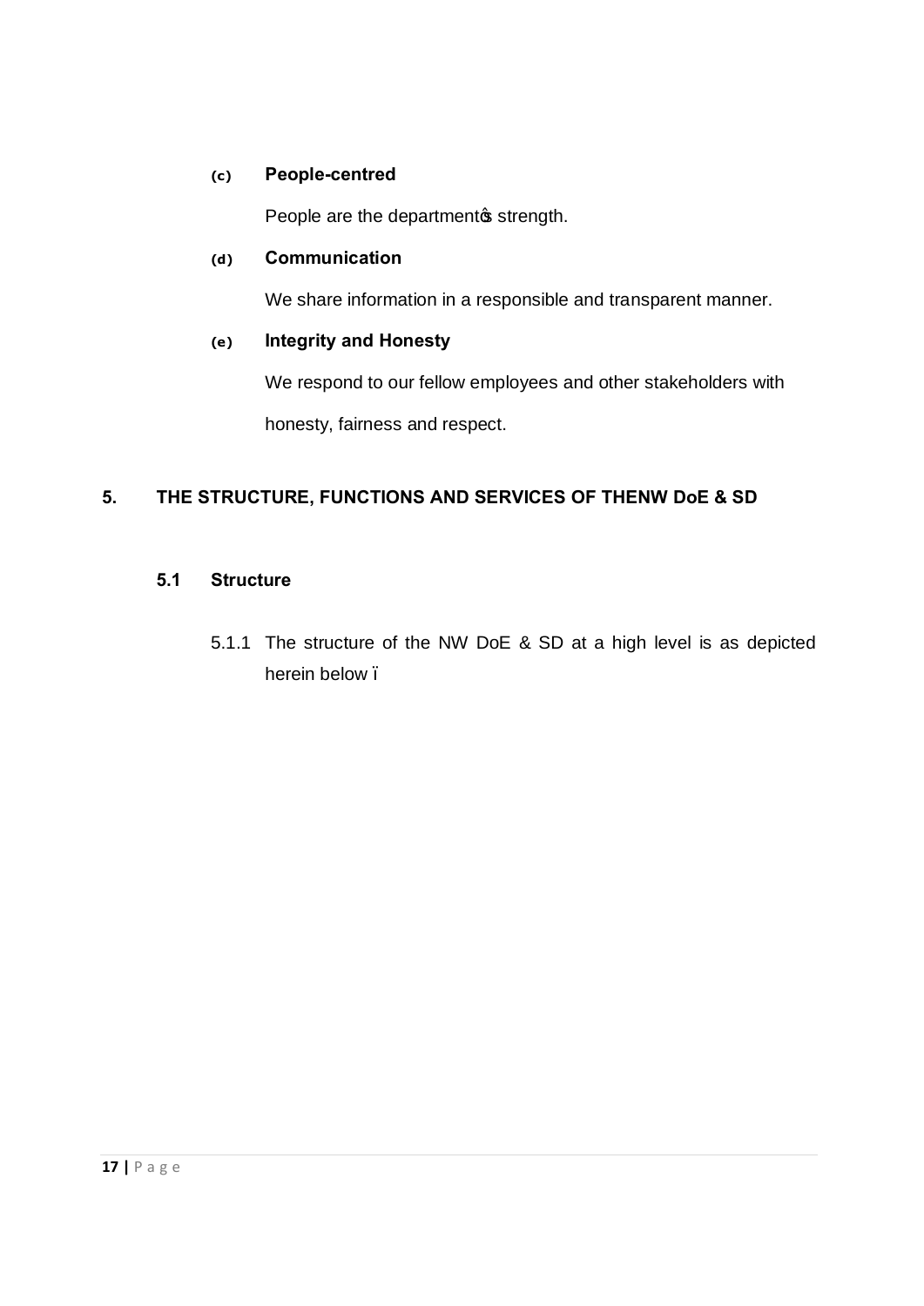**(c) People-centred**

People are the departmentꞌs strength.

**(d) Communication**

We share information in a responsible and transparent manner.

**(e) Integrity and Honesty**

We respond to our fellow employees and other stakeholders with honesty, fairness and respect.

## 5. THE STRUCTURE, FUNCTIONS AND SERVICES OF THENW DoE & SD

### 5.1 Structure

5.1.1 The structure of the NW DoE & SD at a high level is as depicted herein below –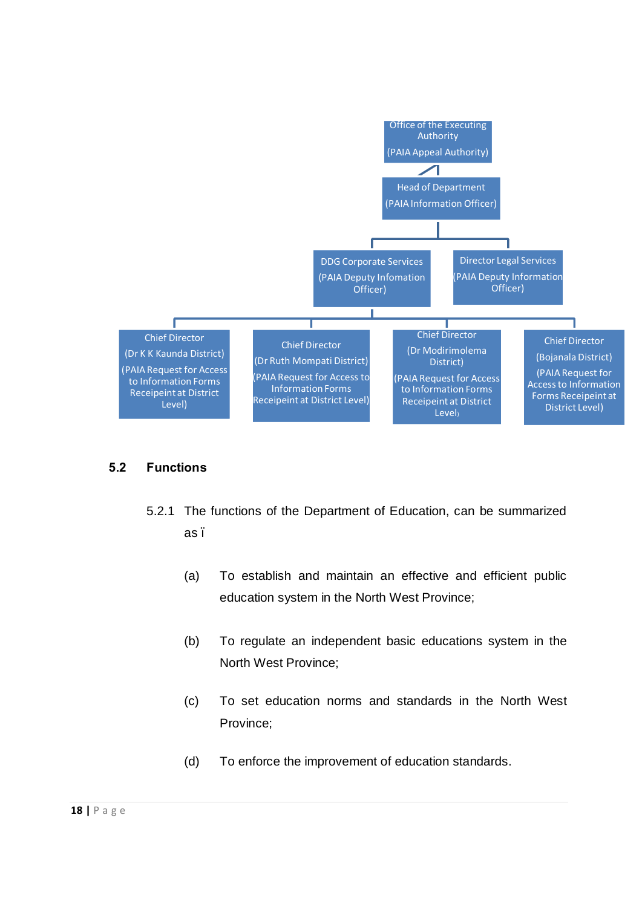Office of the Executing Authority

(PAIA Appeal Authority)

Head of Department

(PAIA Information Officer)

DDG Corporate Services

(PAIA Deputy Infomation Officer)

Director Legal Services

(PAIA Deputy Information Officer)

Chief Director

(Dr K K Kaunda District)

(PAIA Request for Access to Information Forms Receipeint at District Level)

Chief Director

(Dr Ruth Mompati District)

(PAIA Request for Access to Information Forms Receipeint at District Level)

Chief Director

(Dr Modirimolema District)

(PAIA Request for Access to Information Forms Receipeint at District Level)

Chief Director

(Bojanala District)

(PAIA Request for Access to Information Forms Receipeint at District Level)

## 5.2 Functions

5.2.1 The functions of the Department of Education, can be summarized as ï

(a) To establish and maintain an effective and efficient public education system in the North West Province;

(b) To regulate an independent basic educations system in the North West Province;

(c) To set education norms and standards in the North West Province;

(d) To enforce the improvement of education standards.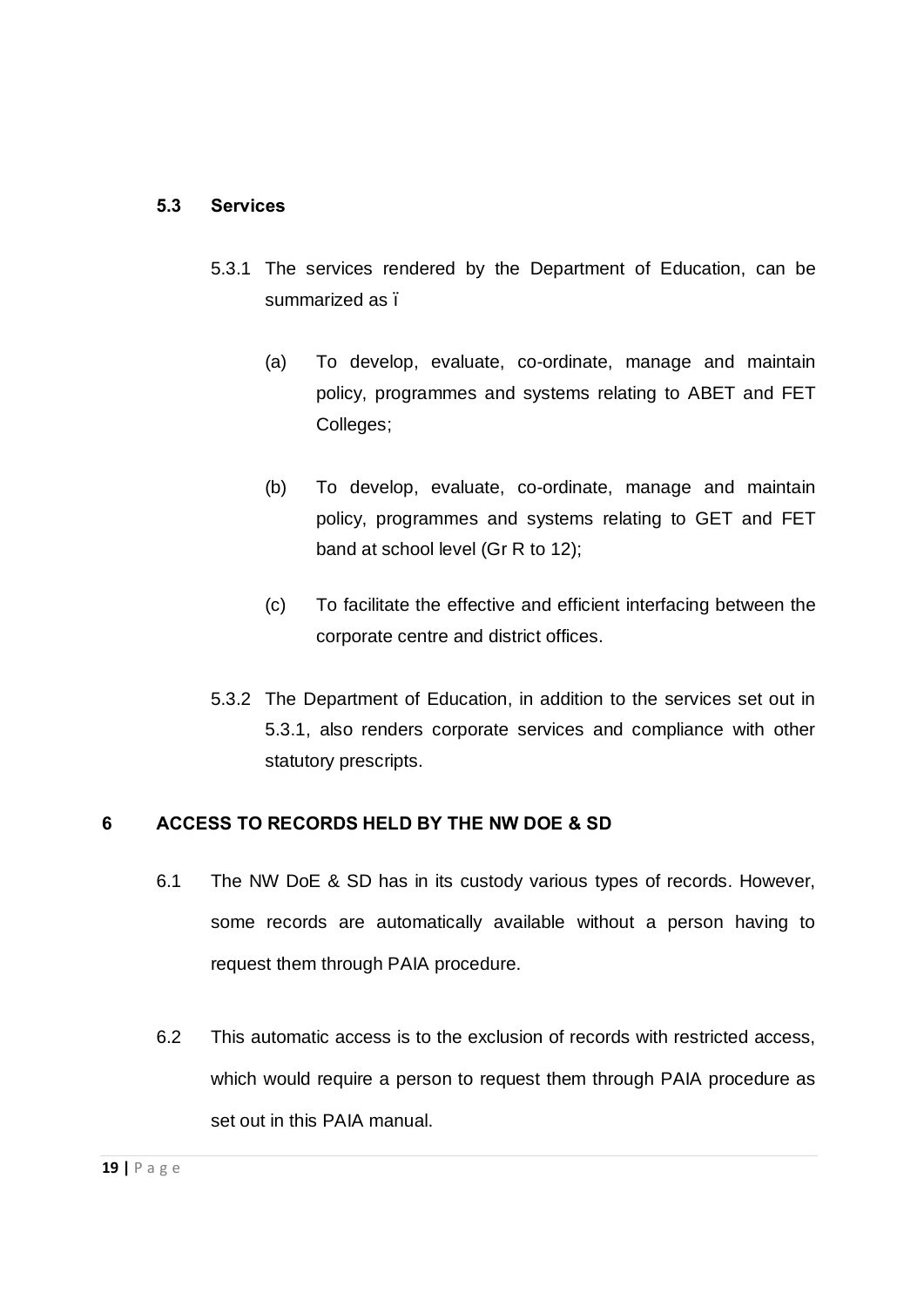### 5.3 Services

5.3.1 The services rendered by the Department of Education, can be summarized as ï

(a) To develop, evaluate, co-ordinate, manage and maintain policy, programmes and systems relating to ABET and FET Colleges;

(b) To develop, evaluate, co-ordinate, manage and maintain policy, programmes and systems relating to GET and FET band at school level (Gr R to 12);

(c) To facilitate the effective and efficient interfacing between the corporate centre and district offices.

5.3.2 The Department of Education, in addition to the services set out in 5.3.1, also renders corporate services and compliance with other statutory prescripts.

## 6 ACCESS TO RECORDS HELD BY THE NW DOE & SD

6.1 The NW DoE & SD has in its custody various types of records. However, some records are automatically available without a person having to request them through PAIA procedure.

6.2 This automatic access is to the exclusion of records with restricted access, which would require a person to request them through PAIA procedure as set out in this PAIA manual.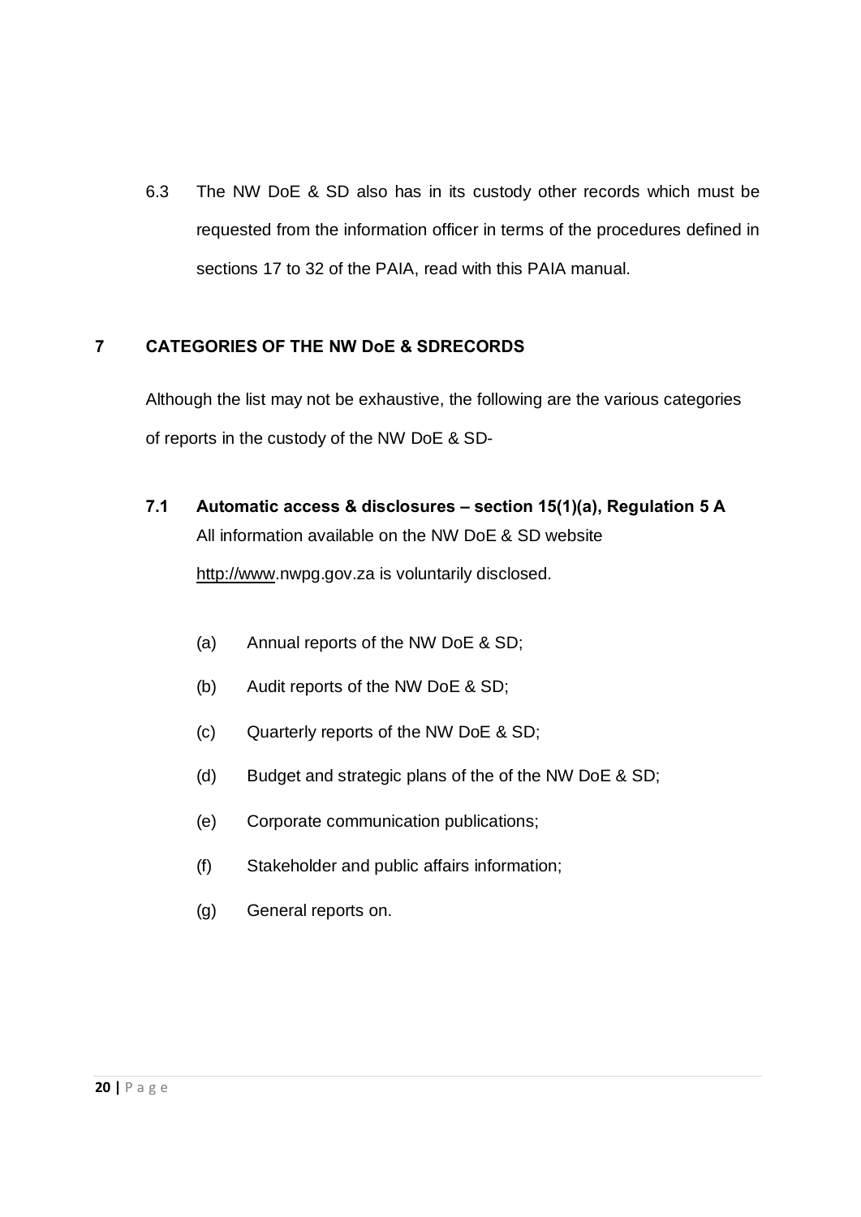6.3 The NW DoE & SD also has in its custody other records which must be requested from the information officer in terms of the procedures defined in sections 17 to 32 of the PAIA, read with this PAIA manual.

## 7 CATEGORIES OF THE NW DoE & SDRECORDS

Although the list may not be exhaustive, the following are the various categories of reports in the custody of the NW DoE & SD-

### 7.1 Automatic access & disclosures – section 15(1)(a), Regulation 5 A

All information available on the NW DoE & SD website http://www.nwpg.gov.za is voluntarily disclosed.

(a) Annual reports of the NW DoE & SD;

(b) Audit reports of the NW DoE & SD;

(c) Quarterly reports of the NW DoE & SD;

(d) Budget and strategic plans of the of the NW DoE & SD;

(e) Corporate communication publications;

(f) Stakeholder and public affairs information;

(g) General reports on.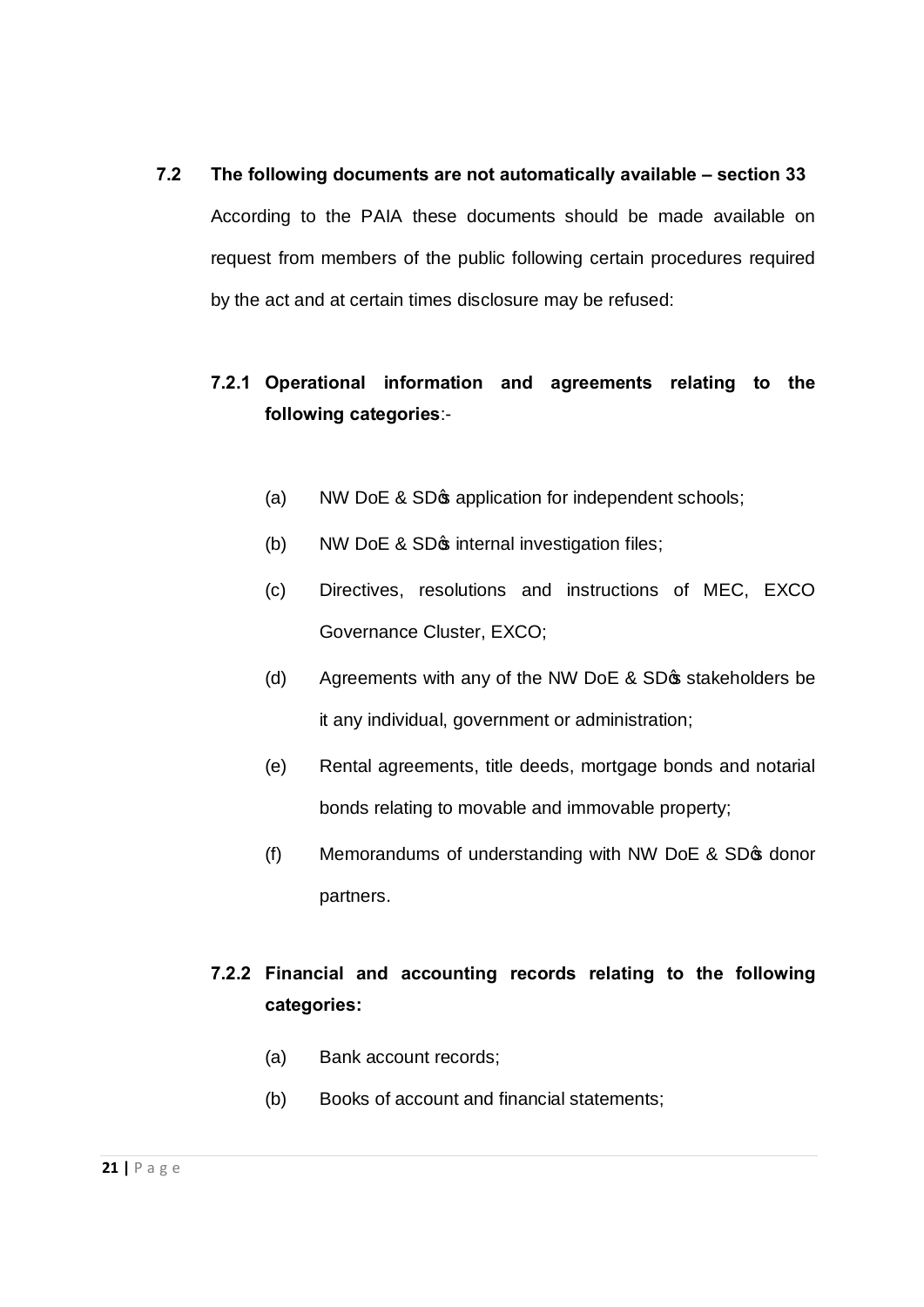### 7.2 The following documents are not automatically available – section 33

According to the PAIA these documents should be made available on request from members of the public following certain procedures required by the act and at certain times disclosure may be refused:

#### 7.2.1 Operational information and agreements relating to the following categories:-

(a) NW DoE & SD�s application for independent schools;

(b) NW DoE & SD�s internal investigation files;

(c) Directives, resolutions and instructions of MEC, EXCO Governance Cluster, EXCO;

(d) Agreements with any of the NW DoE & SD�s stakeholders be it any individual, government or administration;

(e) Rental agreements, title deeds, mortgage bonds and notarial bonds relating to movable and immovable property;

(f) Memorandums of understanding with NW DoE & SD�s donor partners.

#### 7.2.2 Financial and accounting records relating to the following categories:

(a) Bank account records;

(b) Books of account and financial statements;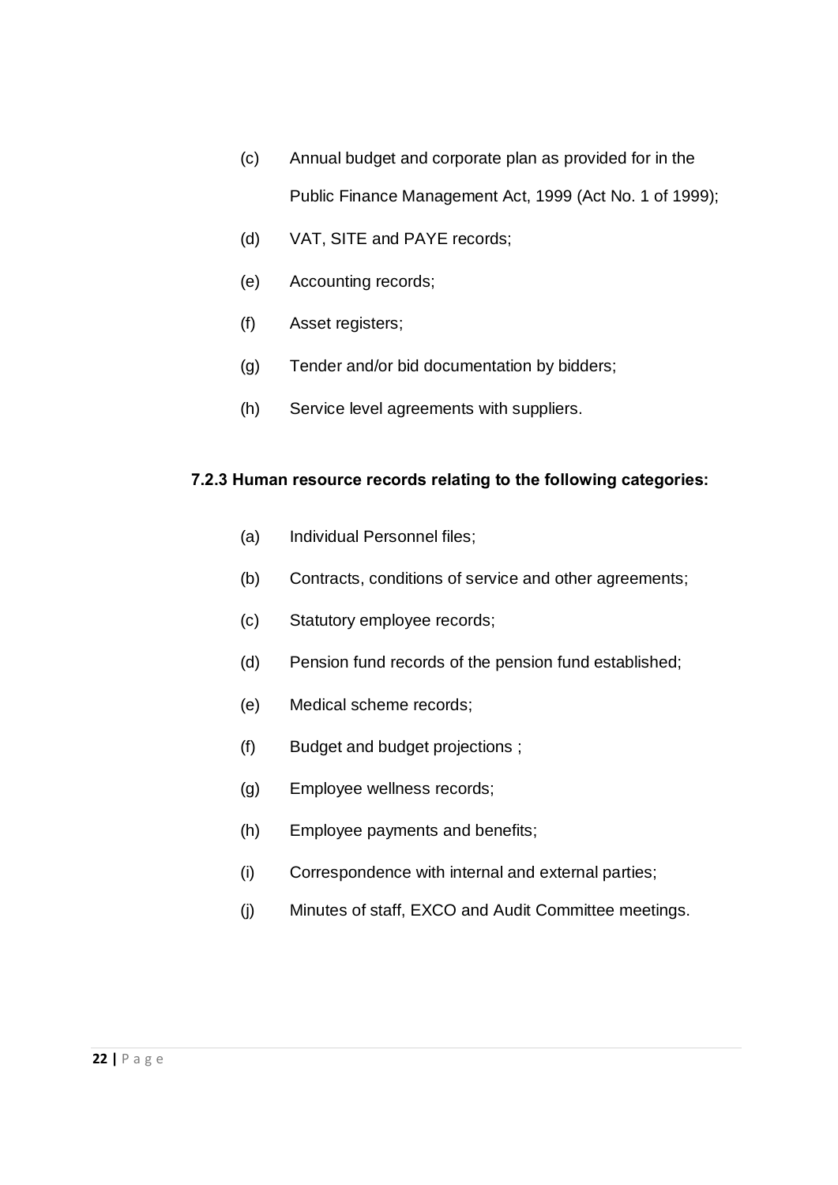(c) Annual budget and corporate plan as provided for in the Public Finance Management Act, 1999 (Act No. 1 of 1999);

(d) VAT, SITE and PAYE records;

(e) Accounting records;

(f) Asset registers;

(g) Tender and/or bid documentation by bidders;

(h) Service level agreements with suppliers.

**7.2.3 Human resource records relating to the following categories:**

(a) Individual Personnel files;

(b) Contracts, conditions of service and other agreements;

(c) Statutory employee records;

(d) Pension fund records of the pension fund established;

(e) Medical scheme records;

(f) Budget and budget projections ;

(g) Employee wellness records;

(h) Employee payments and benefits;

(i) Correspondence with internal and external parties;

(j) Minutes of staff, EXCO and Audit Committee meetings.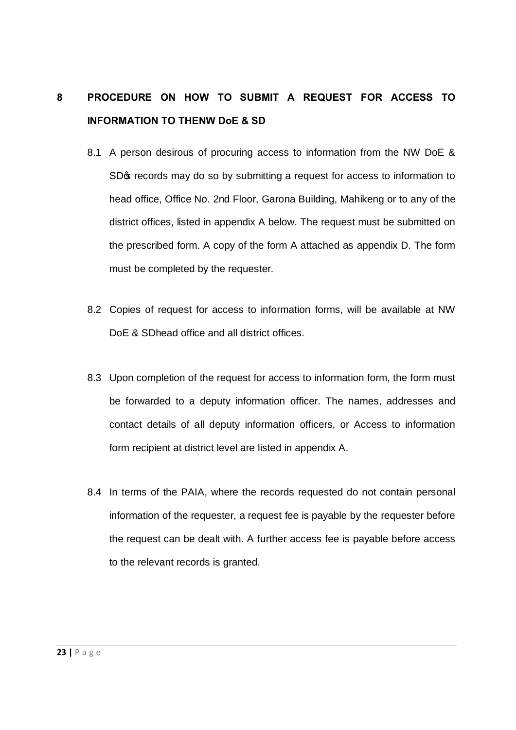## 8 PROCEDURE ON HOW TO SUBMIT A REQUEST FOR ACCESS TO INFORMATION TO THENW DoE & SD

8.1 A person desirous of procuring access to information from the NW DoE & SD's records may do so by submitting a request for access to information to head office, Office No. 2nd Floor, Garona Building, Mahikeng or to any of the district offices, listed in appendix A below. The request must be submitted on the prescribed form. A copy of the form A attached as appendix D. The form must be completed by the requester.

8.2 Copies of request for access to information forms, will be available at NW DoE & SDhead office and all district offices.

8.3 Upon completion of the request for access to information form, the form must be forwarded to a deputy information officer. The names, addresses and contact details of all deputy information officers, or Access to information form recipient at district level are listed in appendix A.

8.4 In terms of the PAIA, where the records requested do not contain personal information of the requester, a request fee is payable by the requester before the request can be dealt with. A further access fee is payable before access to the relevant records is granted.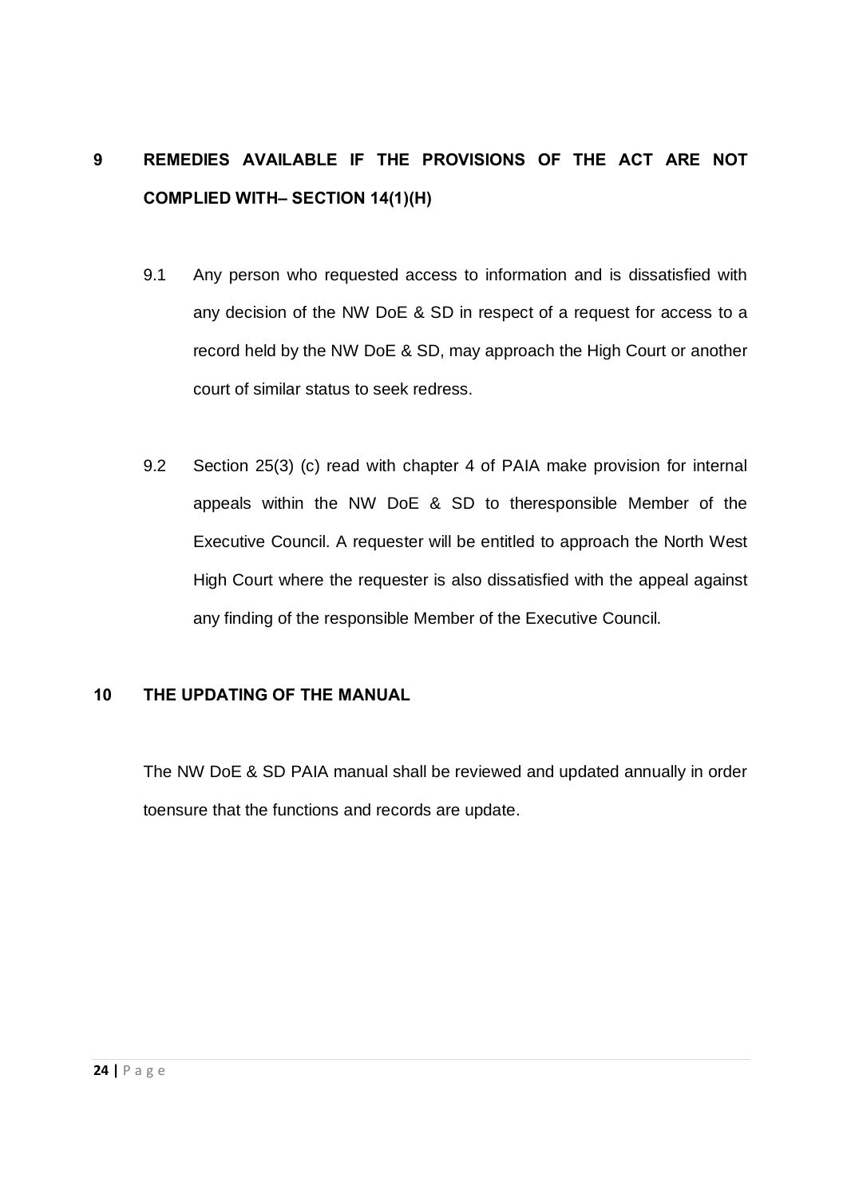## 9 REMEDIES AVAILABLE IF THE PROVISIONS OF THE ACT ARE NOT COMPLIED WITH– SECTION 14(1)(H)

9.1 Any person who requested access to information and is dissatisfied with any decision of the NW DoE & SD in respect of a request for access to a record held by the NW DoE & SD, may approach the High Court or another court of similar status to seek redress.

9.2 Section 25(3) (c) read with chapter 4 of PAIA make provision for internal appeals within the NW DoE & SD to theresponsible Member of the Executive Council. A requester will be entitled to approach the North West High Court where the requester is also dissatisfied with the appeal against any finding of the responsible Member of the Executive Council.

## 10 THE UPDATING OF THE MANUAL

The NW DoE & SD PAIA manual shall be reviewed and updated annually in order toensure that the functions and records are update.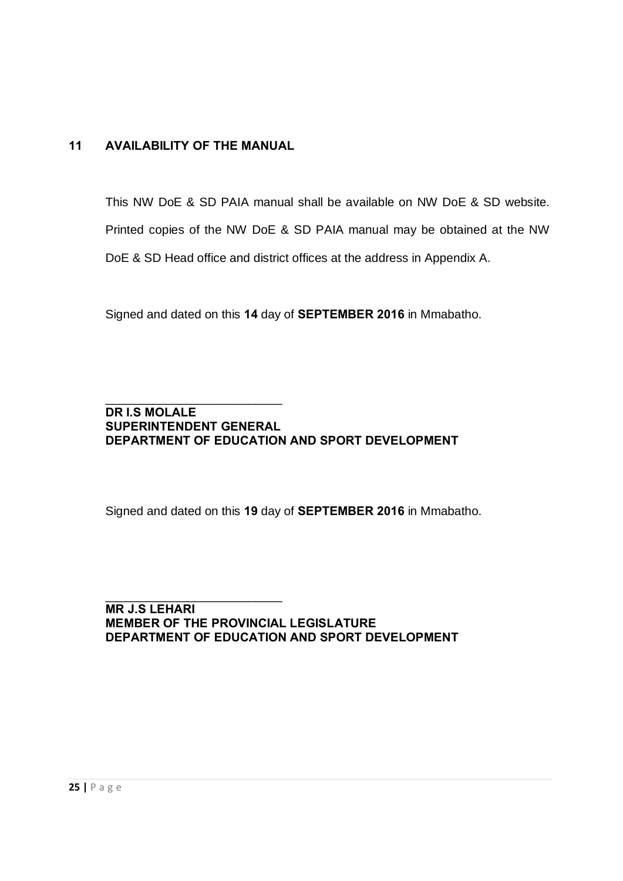## 11 AVAILABILITY OF THE MANUAL

This NW DoE & SD PAIA manual shall be available on NW DoE & SD website. Printed copies of the NW DoE & SD PAIA manual may be obtained at the NW DoE & SD Head office and district offices at the address in Appendix A.

Signed and dated on this **14** day of **SEPTEMBER 2016** in Mmabatho.

\_\_\_\_\_\_\_\_\_\_\_\_\_\_\_\_\_\_\_\_\_\_\_\_\_\_\_

**DR I.S MOLALE**
**SUPERINTENDENT GENERAL**
**DEPARTMENT OF EDUCATION AND SPORT DEVELOPMENT**

Signed and dated on this **19** day of **SEPTEMBER 2016** in Mmabatho.

\_\_\_\_\_\_\_\_\_\_\_\_\_\_\_\_\_\_\_\_\_\_\_\_\_\_\_

**MR J.S LEHARI**
**MEMBER OF THE PROVINCIAL LEGISLATURE**
**DEPARTMENT OF EDUCATION AND SPORT DEVELOPMENT**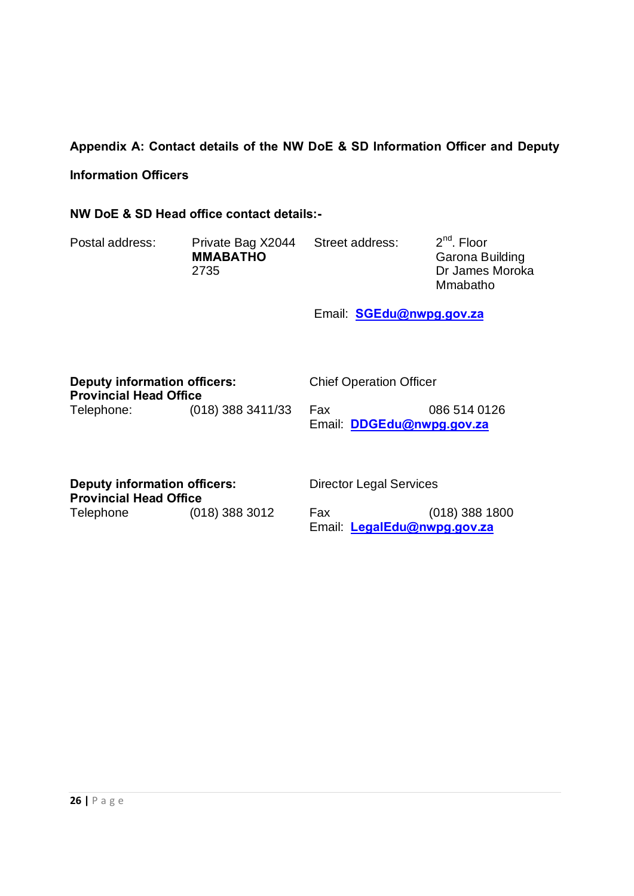## Appendix A: Contact details of the NW DoE & SD Information Officer and Deputy Information Officers

**NW DoE & SD Head office contact details:-**

| Postal address: | Private Bag X2044<br>**MMABATHO**<br>2735 | Street address: | 2nd. Floor<br>Garona Building<br>Dr James Moroka<br>Mmabatho |
|---|---|---|---|
| | | Email: | **SGEdu@nwpg.gov.za** |

| **Deputy information officers:**<br>**Provincial Head Office** | | Chief Operation Officer | |
|---|---|---|---|
| Telephone: | (018) 388 3411/33 | Fax | 086 514 0126 |
| | | Email: **DDGEdu@nwpg.gov.za** | |

| **Deputy information officers:**<br>**Provincial Head Office** | | Director Legal Services | |
|---|---|---|---|
| Telephone | (018) 388 3012 | Fax | (018) 388 1800 |
| | | Email: **LegalEdu@nwpg.gov.za** | |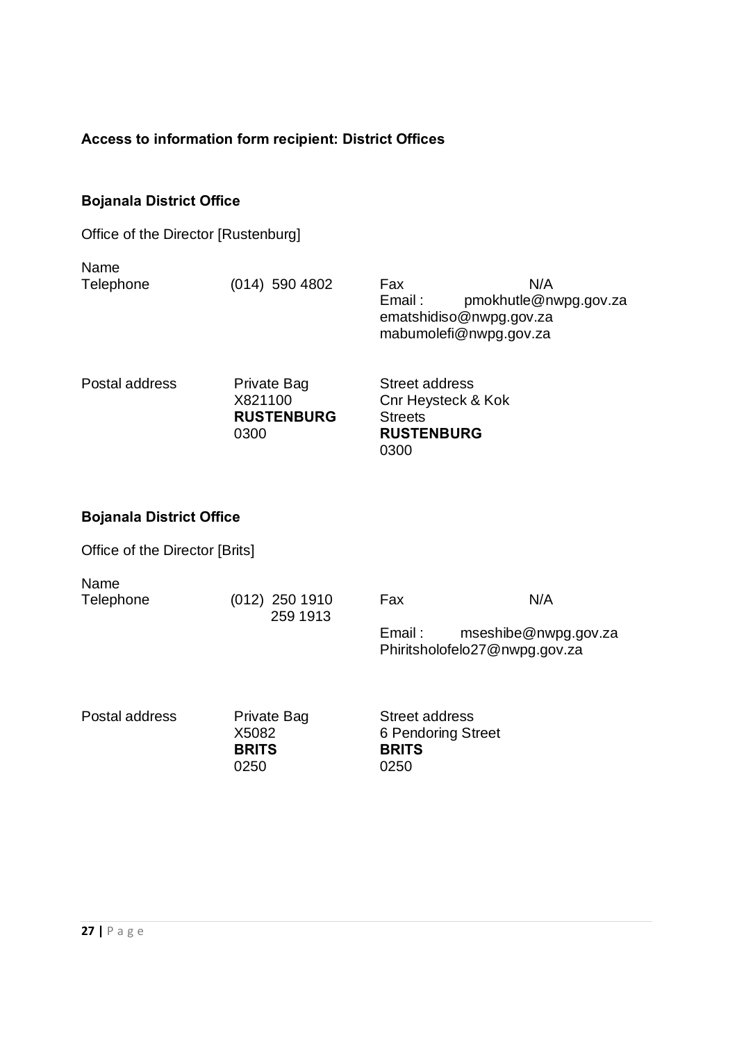**Access to information form recipient: District Offices**

**Bojanala District Office**

Office of the Director [Rustenburg]

| | | | |
|---|---|---|---|
| Name | | | |
| Telephone | (014) 590 4802 | Fax | N/A |
| | | Email : | pmokhutle@nwpg.gov.za<br>ematshidiso@nwpg.gov.za<br>mabumolefi@nwpg.gov.za |
| Postal address | Private Bag<br>X821100<br>**RUSTENBURG**<br>0300 | Street address<br>Cnr Heysteck & Kok Streets<br>**RUSTENBURG**<br>0300 | |

**Bojanala District Office**

Office of the Director [Brits]

| | | | |
|---|---|---|---|
| Name | | | |
| Telephone | (012) 250 1910<br>259 1913 | Fax | N/A |
| | | Email : | mseshibe@nwpg.gov.za<br>Phiritsholofelo27@nwpg.gov.za |
| Postal address | Private Bag<br>X5082<br>**BRITS**<br>0250 | Street address<br>6 Pendoring Street<br>**BRITS**<br>0250 | |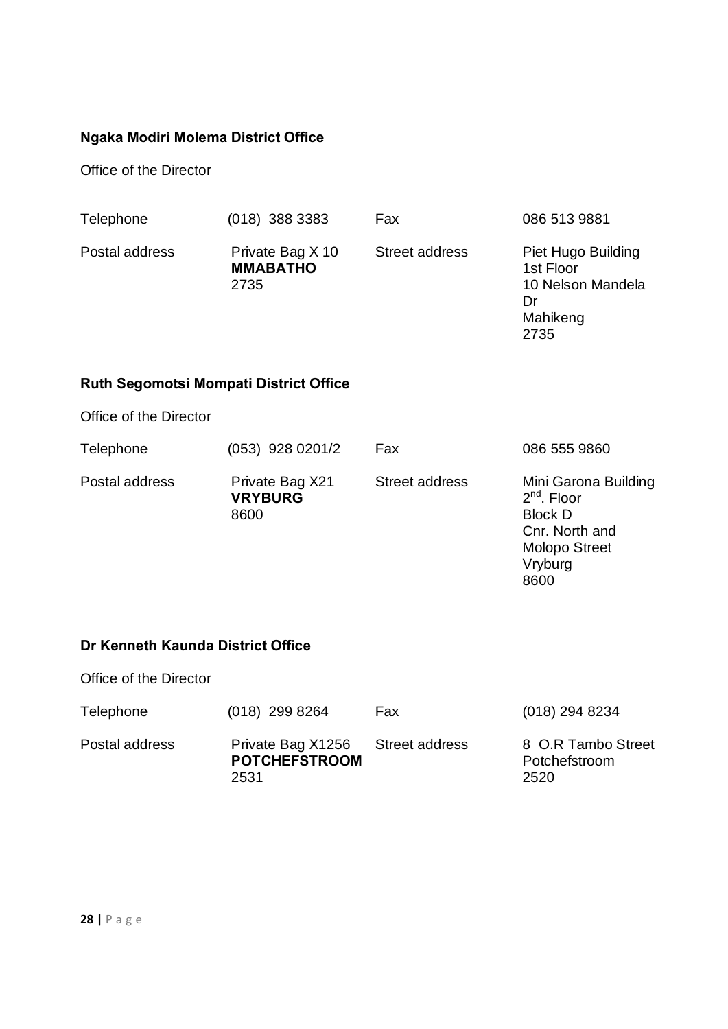**Ngaka Modiri Molema District Office**

Office of the Director

| | | | |
|---|---|---|---|
| Telephone | (018) 388 3383 | Fax | 086 513 9881 |
| Postal address | Private Bag X 10<br>**MMABATHO**<br>2735 | Street address | Piet Hugo Building<br>1st Floor<br>10 Nelson Mandela Dr<br>Mahikeng<br>2735 |

**Ruth Segomotsi Mompati District Office**

Office of the Director

| | | | |
|---|---|---|---|
| Telephone | (053) 928 0201/2 | Fax | 086 555 9860 |
| Postal address | Private Bag X21<br>**VRYBURG**<br>8600 | Street address | Mini Garona Building<br>2nd. Floor<br>Block D<br>Cnr. North and Molopo Street<br>Vryburg<br>8600 |

**Dr Kenneth Kaunda District Office**

Office of the Director

| | | | |
|---|---|---|---|
| Telephone | (018) 299 8264 | Fax | (018) 294 8234 |
| Postal address | Private Bag X1256<br>**POTCHEFSTROOM**<br>2531 | Street address | 8 O.R Tambo Street<br>Potchefstroom<br>2520 |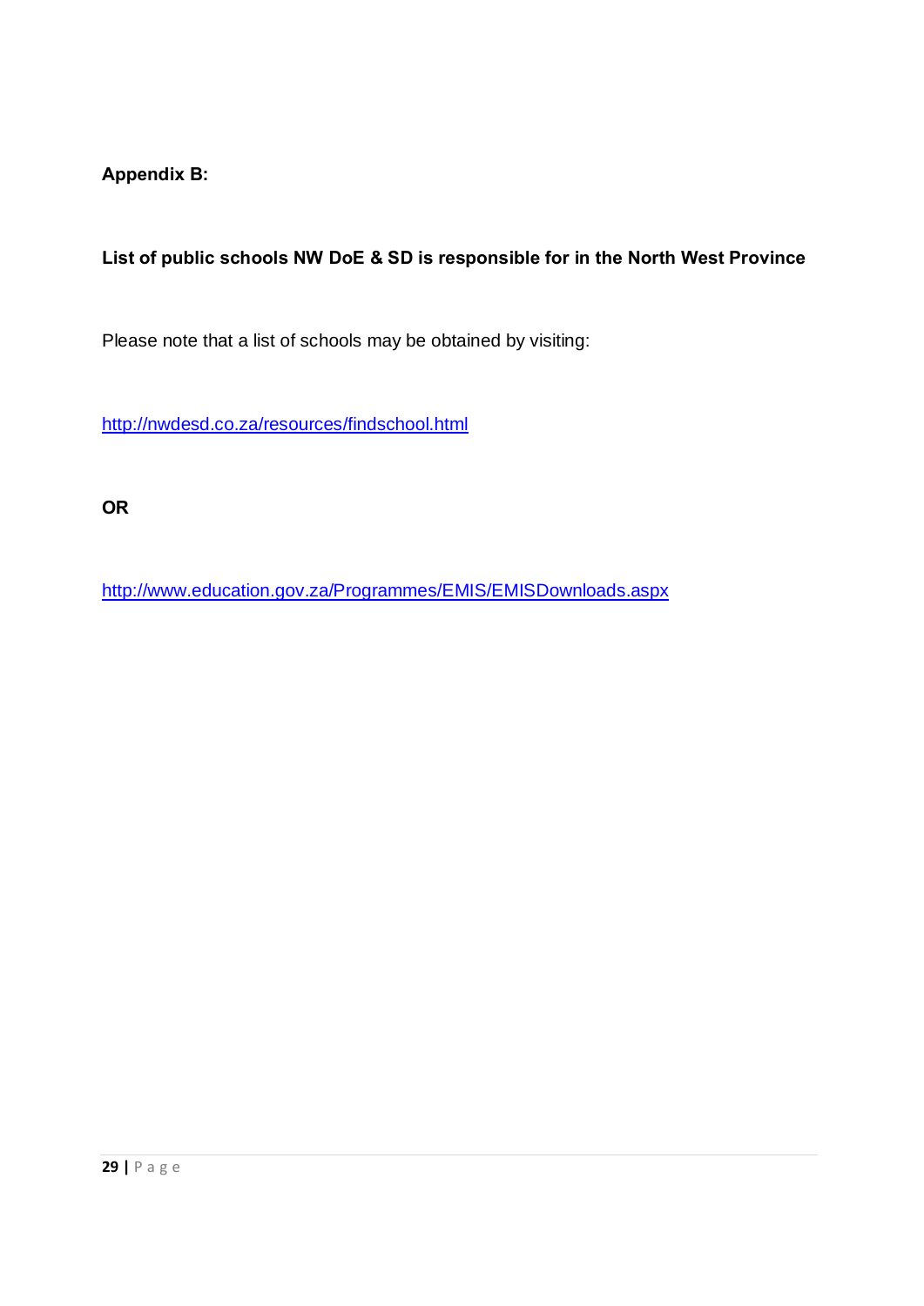## Appendix B:

**List of public schools NW DoE & SD is responsible for in the North West Province**

Please note that a list of schools may be obtained by visiting:

[http://nwdesd.co.za/resources/findschool.html](http://nwdesd.co.za/resources/findschool.html)

**OR**

[http://www.education.gov.za/Programmes/EMIS/EMISDownloads.aspx](http://www.education.gov.za/Programmes/EMIS/EMISDownloads.aspx)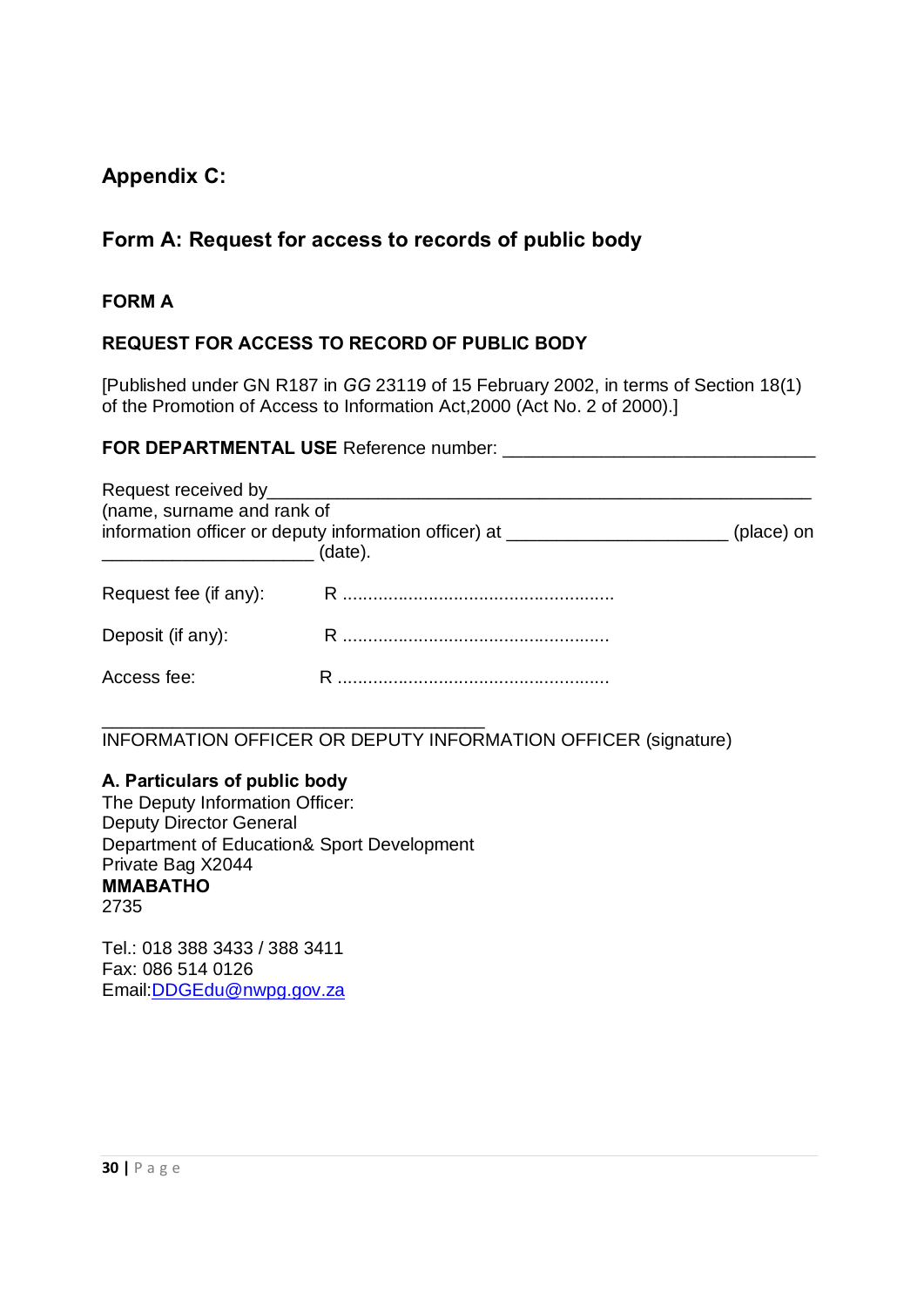## Appendix C:

## Form A: Request for access to records of public body

**FORM A**

**REQUEST FOR ACCESS TO RECORD OF PUBLIC BODY**

[Published under GN R187 in *GG* 23119 of 15 February 2002, in terms of Section 18(1) of the Promotion of Access to Information Act,2000 (Act No. 2 of 2000).]

**FOR DEPARTMENTAL USE** Reference number: ______________________________

Request received by_____________________________________________________
(name, surname and rank of
information officer or deputy information officer) at _____________________ (place) on
____________________ (date).

Request fee (if any): R .....................................................

Deposit (if any): R ....................................................

Access fee: R .....................................................

_____________________________________
INFORMATION OFFICER OR DEPUTY INFORMATION OFFICER (signature)

**A. Particulars of public body**
The Deputy Information Officer:
Deputy Director General
Department of Education& Sport Development
Private Bag X2044
**MMABATHO**
2735

Tel.: 018 388 3433 / 388 3411
Fax: 086 514 0126
Email:DDGEdu@nwpg.gov.za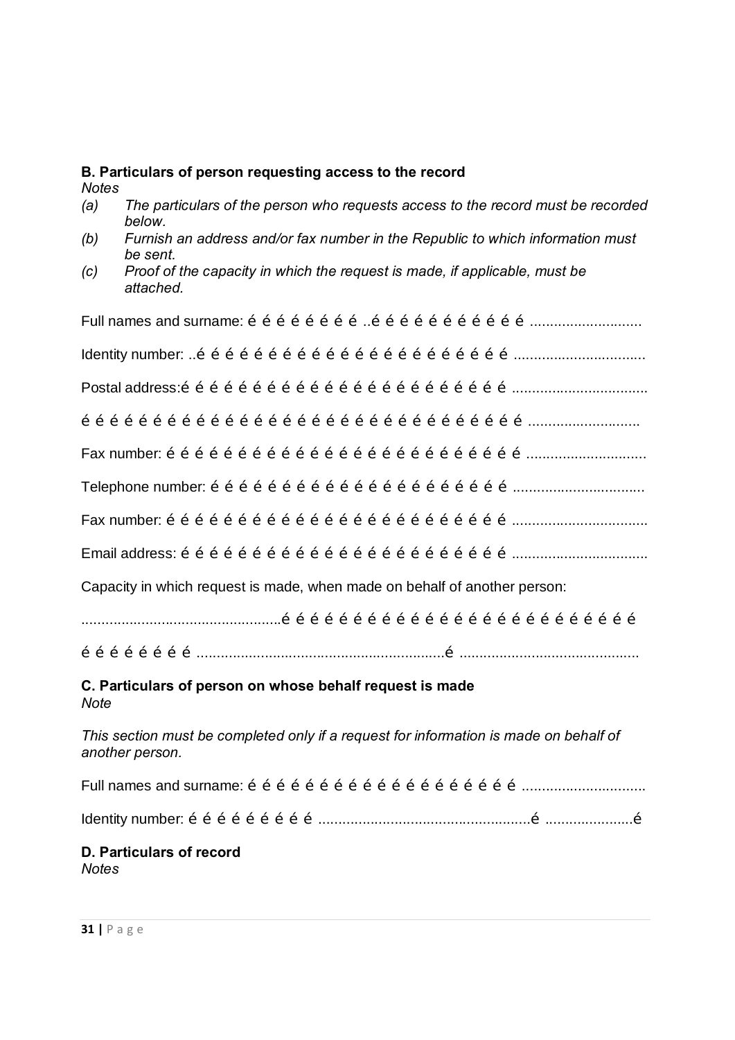**B. Particulars of person requesting access to the record**

*Notes*

*(a) The particulars of the person who requests access to the record must be recorded below.*

*(b) Furnish an address and/or fax number in the Republic to which information must be sent.*

*(c) Proof of the capacity in which the request is made, if applicable, must be attached.*

Full names and surname: é é é é é é é é ..é é é é é é é é é é é é ...........................

Identity number: ..é é é é é é é é é é é é é é é é é é é é é é é é ................................

Postal address:é é é é é é é é é é é é é é é é é é é é é é é é .................................

é é é é é é é é é é é é é é é é é é é é é é é é é é é é é é é é é ...........................

Fax number: é é é é é é é é é é é é é é é é é é é é é é é é é é é .............................

Telephone number: é é é é é é é é é é é é é é é é é é é é é é ................................

Fax number: é é é é é é é é é é é é é é é é é é é é é é é é é é .................................

Email address: é é é é é é é é é é é é é é é é é é é é é é é é .................................

Capacity in which request is made, when made on behalf of another person:

.................................................é é é é é é é é é é é é é é é é é é é é é é é é é é é

é é é é é é é é .............................................................é ............................................

**C. Particulars of person on whose behalf request is made**

*Note*

*This section must be completed only if a request for information is made on behalf of another person.*

Full names and surname: é é é é é é é é é é é é é é é é é é é é é ...............................

Identity number: é é é é é é é é é ....................................................é .....................é

**D. Particulars of record**

*Notes*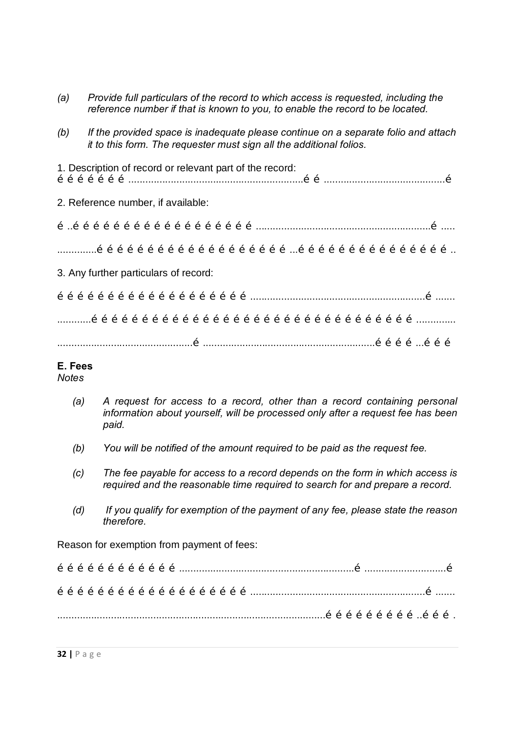*(a)* *Provide full particulars of the record to which access is requested, including the reference number if that is known to you, to enable the record to be located.*

*(b)* *If the provided space is inadequate please continue on a separate folio and attach it to this form. The requester must sign all the additional folios.*

1. Description of record or relevant part of the record:
é é é é é é é ..............................................................é é ...........................................é

2. Reference number, if available:

é ..é é é é é é é é é é é é é é é é é é é é ..............................................................é .....

..............é é é é é é é é é é é é é é é é é é é é ...é é é é é é é é é é é é é é é é ..

3. Any further particulars of record:

é é é é é é é é é é é é é é é é é é é é ..............................................................é .......

............é é é é é é é é é é é é é é é é é é é é é é é é é é é é é é é é é .............

................................................é .............................................................é é é é ...é é é

**E. Fees**
*Notes*

*(a)* *A request for access to a record, other than a record containing personal information about yourself, will be processed only after a request fee has been paid.*

*(b)* *You will be notified of the amount required to be paid as the request fee.*

*(c)* *The fee payable for access to a record depends on the form in which access is required and the reasonable time required to search for and prepare a record.*

*(d)* *If you qualify for exemption of the payment of any fee, please state the reason therefore.*

Reason for exemption from payment of fees:

é é é é é é é é é é é é ..............................................................é .............................é

é é é é é é é é é é é é é é é é é é é é ..............................................................é .......

...............................................................................................é é é é é é é é é ..é é é .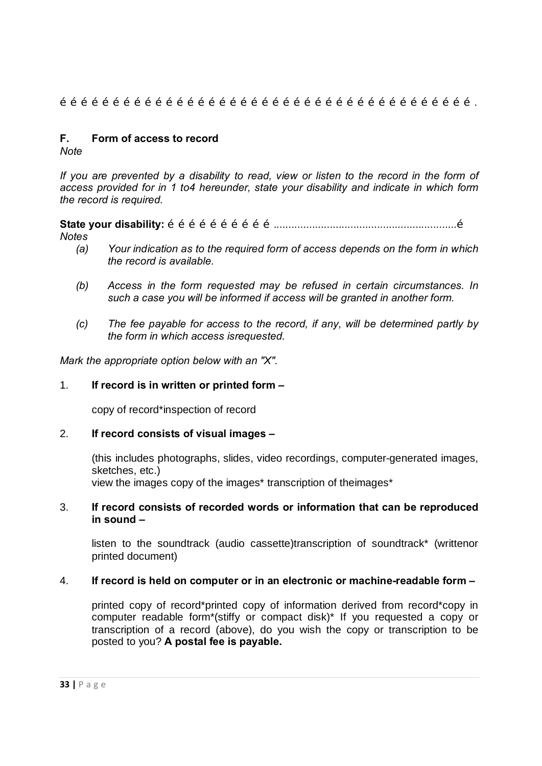é é é é é é é é é é é é é é é é é é é é é é é é é é é é é é é é é é é é é é é é é é é .

### F. Form of access to record

*Note*

*If you are prevented by a disability to read, view or listen to the record in the form of access provided for in 1 to4 hereunder, state your disability and indicate in which form the record is required.*

**State your disability:** é é é é é é é é é é ............................................................é

*Notes*

- *(a) Your indication as to the required form of access depends on the form in which the record is available.*
- *(b) Access in the form requested may be refused in certain circumstances. In such a case you will be informed if access will be granted in another form.*
- *(c) The fee payable for access to the record, if any, will be determined partly by the form in which access isrequested.*

*Mark the appropriate option below with an "X".*

1. **If record is in written or printed form –**

   copy of record*inspection of record

2. **If record consists of visual images –**

   (this includes photographs, slides, video recordings, computer-generated images, sketches, etc.)
   view the images copy of the images* transcription of theimages*

3. **If record consists of recorded words or information that can be reproduced in sound –**

   listen to the soundtrack (audio cassette)transcription of soundtrack* (writtenor printed document)

4. **If record is held on computer or in an electronic or machine-readable form –**

   printed copy of record*printed copy of information derived from record*copy in computer readable form*(stiffy or compact disk)* If you requested a copy or transcription of a record (above), do you wish the copy or transcription to be posted to you? **A postal fee is payable.**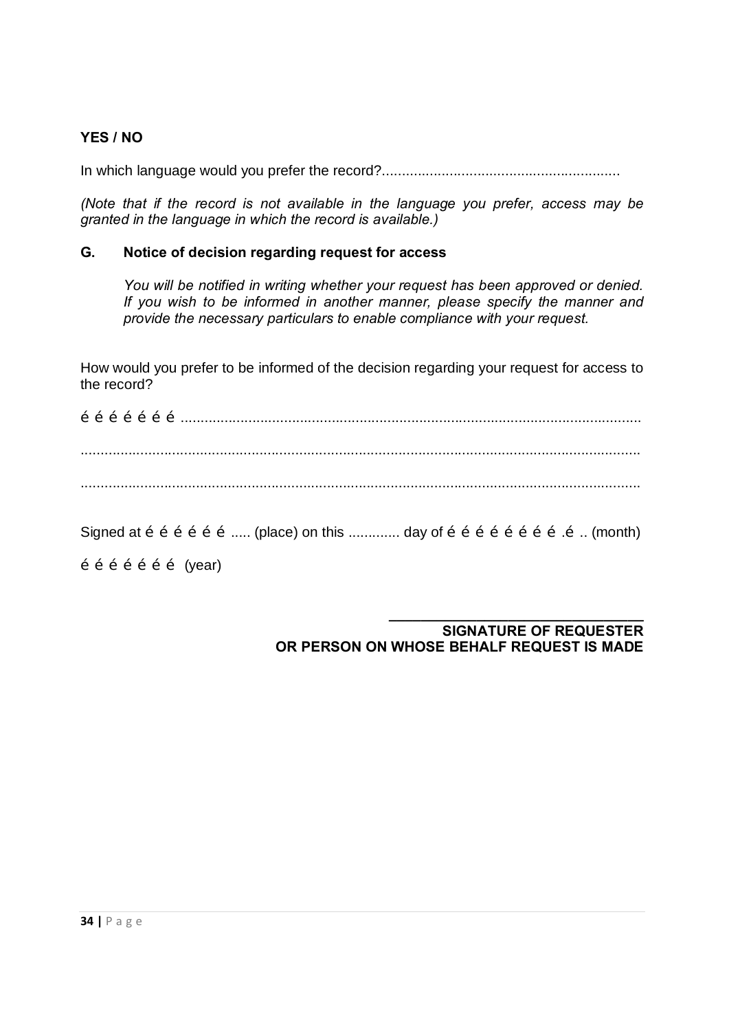**YES / NO**

In which language would you prefer the record?............................................................

*(Note that if the record is not available in the language you prefer, access may be granted in the language in which the record is available.)*

### G. Notice of decision regarding request for access

*You will be notified in writing whether your request has been approved or denied. If you wish to be informed in another manner, please specify the manner and provide the necessary particulars to enable compliance with your request.*

How would you prefer to be informed of the decision regarding your request for access to the record?

é é é é é é é ......................................................................................................................

...................................................................................................................................

...................................................................................................................................

Signed at é é é é é é ..... (place) on this ............. day of é é é é é é é é .é .. (month)

é é é é é é é (year)

\_\_\_\_\_\_\_\_\_\_\_\_\_\_\_\_\_\_\_\_\_\_\_\_\_\_\_\_\_\_\_\_\_\_
**SIGNATURE OF REQUESTER**
**OR PERSON ON WHOSE BEHALF REQUEST IS MADE**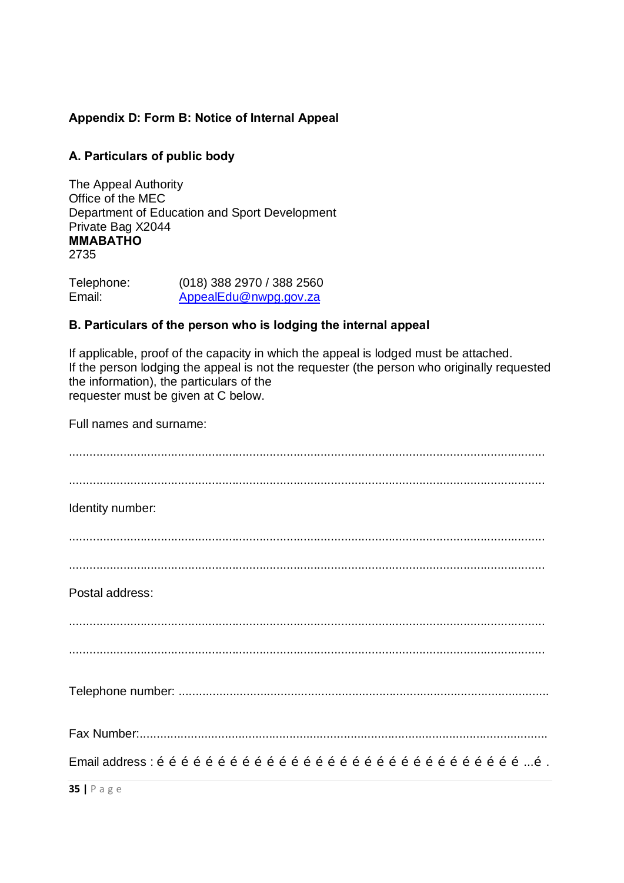**Appendix D: Form B: Notice of Internal Appeal**

**A. Particulars of public body**

The Appeal Authority
Office of the MEC
Department of Education and Sport Development
Private Bag X2044
**MMABATHO**
2735

Telephone: (018) 388 2970 / 388 2560
Email: AppealEdu@nwpg.gov.za

**B. Particulars of the person who is lodging the internal appeal**

If applicable, proof of the capacity in which the appeal is lodged must be attached.
If the person lodging the appeal is not the requester (the person who originally requested the information), the particulars of the requester must be given at C below.

Full names and surname:

..............................................................................................................................................

..............................................................................................................................................

Identity number:

..............................................................................................................................................

..............................................................................................................................................

Postal address:

..............................................................................................................................................

..............................................................................................................................................

Telephone number: ..............................................................................................................

Fax Number:.........................................................................................................................

Email address : é é é é é é é é é é é é é é é é é é é é é é é é é é é é é é ...é .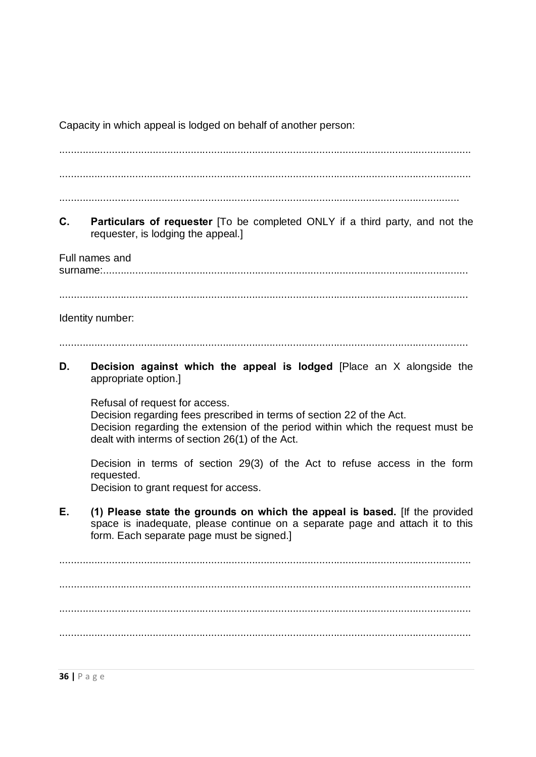Capacity in which appeal is lodged on behalf of another person:

.............................................................................................................................................

.............................................................................................................................................

..........................................................................................................................................

**C.** **Particulars of requester** [To be completed ONLY if a third party, and not the requester, is lodging the appeal.]

Full names and surname:............................................................................................................................

............................................................................................................................................

Identity number:

............................................................................................................................................

**D.** **Decision against which the appeal is lodged** [Place an X alongside the appropriate option.]

Refusal of request for access.
Decision regarding fees prescribed in terms of section 22 of the Act.
Decision regarding the extension of the period within which the request must be dealt with interms of section 26(1) of the Act.

Decision in terms of section 29(3) of the Act to refuse access in the form requested.
Decision to grant request for access.

**E.** **(1) Please state the grounds on which the appeal is based.** [If the provided space is inadequate, please continue on a separate page and attach it to this form. Each separate page must be signed.]

.............................................................................................................................................

.............................................................................................................................................

.............................................................................................................................................

.............................................................................................................................................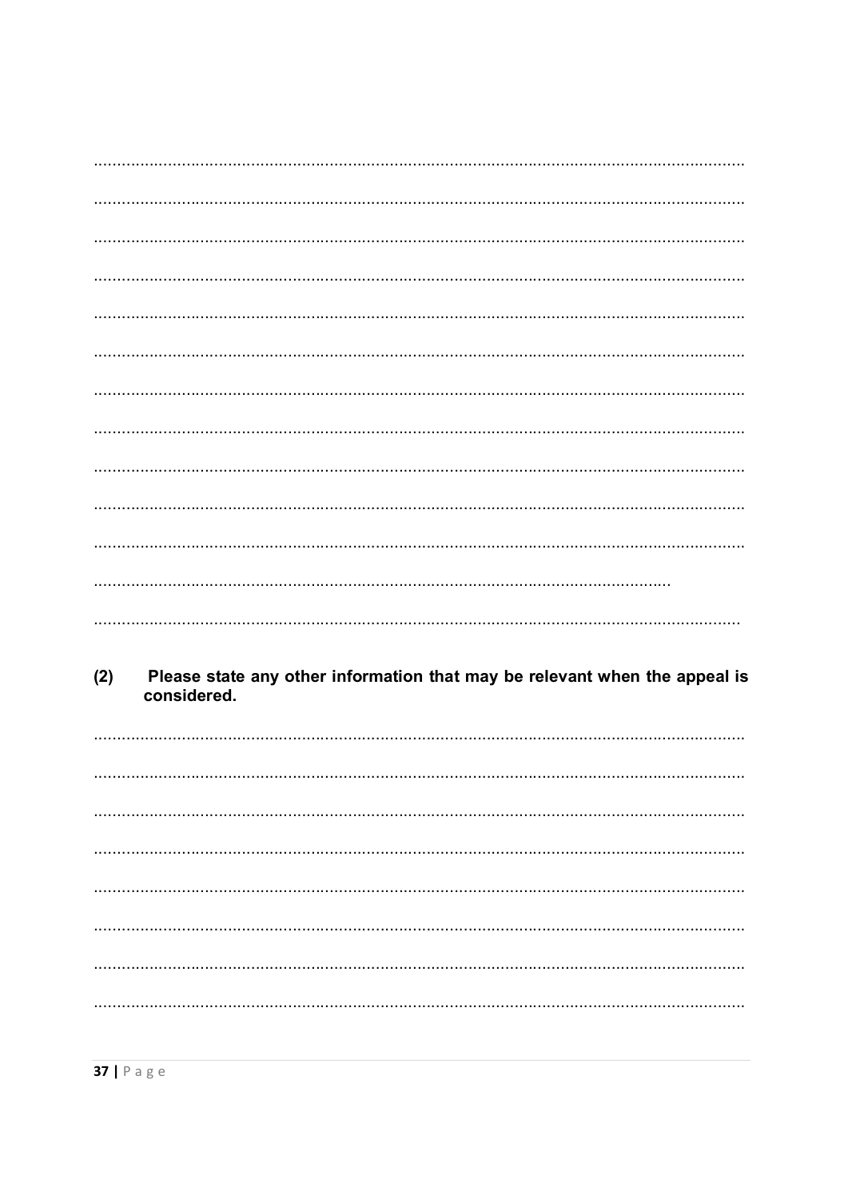……………………………………………………………………………………………………………

……………………………………………………………………………………………………………

……………………………………………………………………………………………………………

……………………………………………………………………………………………………………

……………………………………………………………………………………………………………

……………………………………………………………………………………………………………

……………………………………………………………………………………………………………

……………………………………………………………………………………………………………

……………………………………………………………………………………………………………

……………………………………………………………………………………………………………

……………………………………………………………………………………………………………

………………………………………………………………………………………………………

……………………………………………………………………………………………………………

**(2) Please state any other information that may be relevant when the appeal is considered.**

……………………………………………………………………………………………………………

……………………………………………………………………………………………………………

……………………………………………………………………………………………………………

……………………………………………………………………………………………………………

……………………………………………………………………………………………………………

……………………………………………………………………………………………………………

……………………………………………………………………………………………………………

……………………………………………………………………………………………………………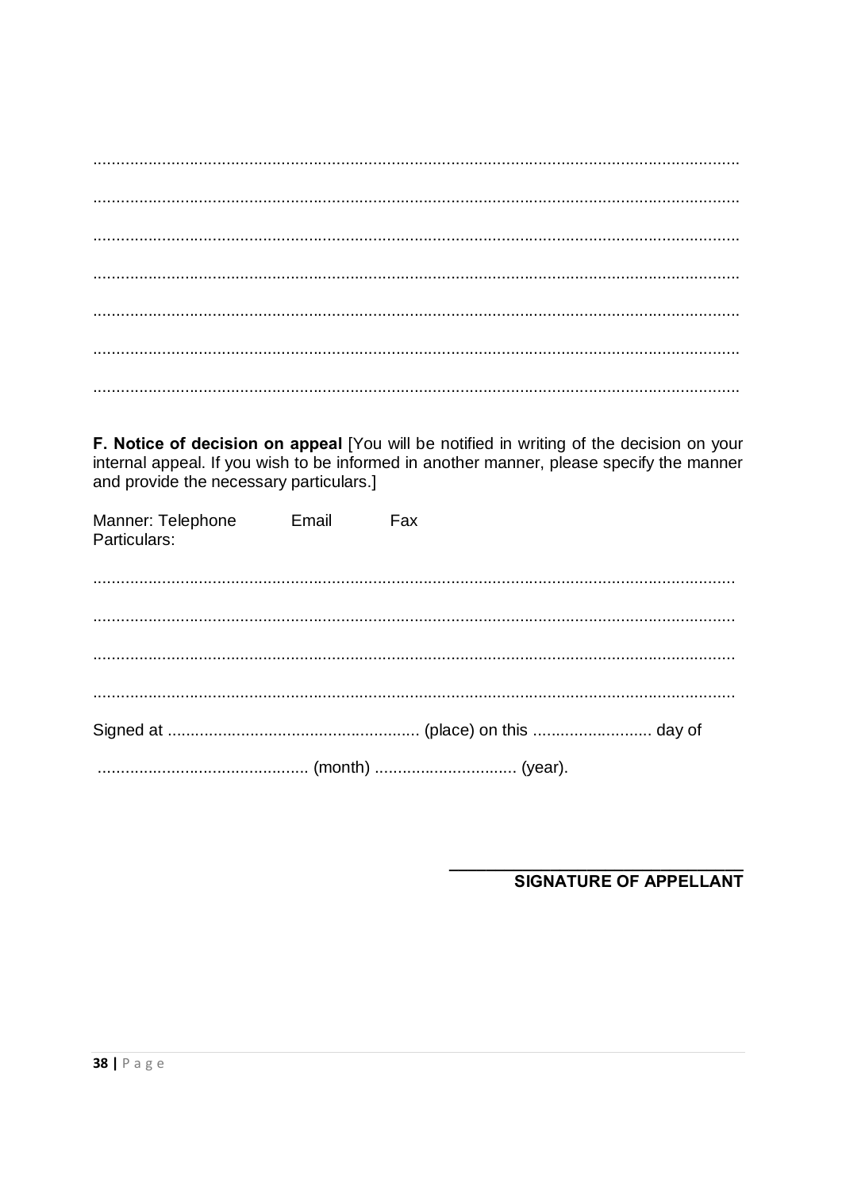.............................................................................................................................................

.............................................................................................................................................

.............................................................................................................................................

.............................................................................................................................................

.............................................................................................................................................

.............................................................................................................................................

.............................................................................................................................................

**F. Notice of decision on appeal** [You will be notified in writing of the decision on your internal appeal. If you wish to be informed in another manner, please specify the manner and provide the necessary particulars.]

Manner: Telephone Email Fax
Particulars:

............................................................................................................................................

............................................................................................................................................

............................................................................................................................................

............................................................................................................................................

Signed at ...................................................... (place) on this .......................... day of

............................................. (month) .............................. (year).

\_\_\_\_\_\_\_\_\_\_\_\_\_\_\_\_\_\_\_\_\_\_\_\_\_\_\_\_\_\_

**SIGNATURE OF APPELLANT**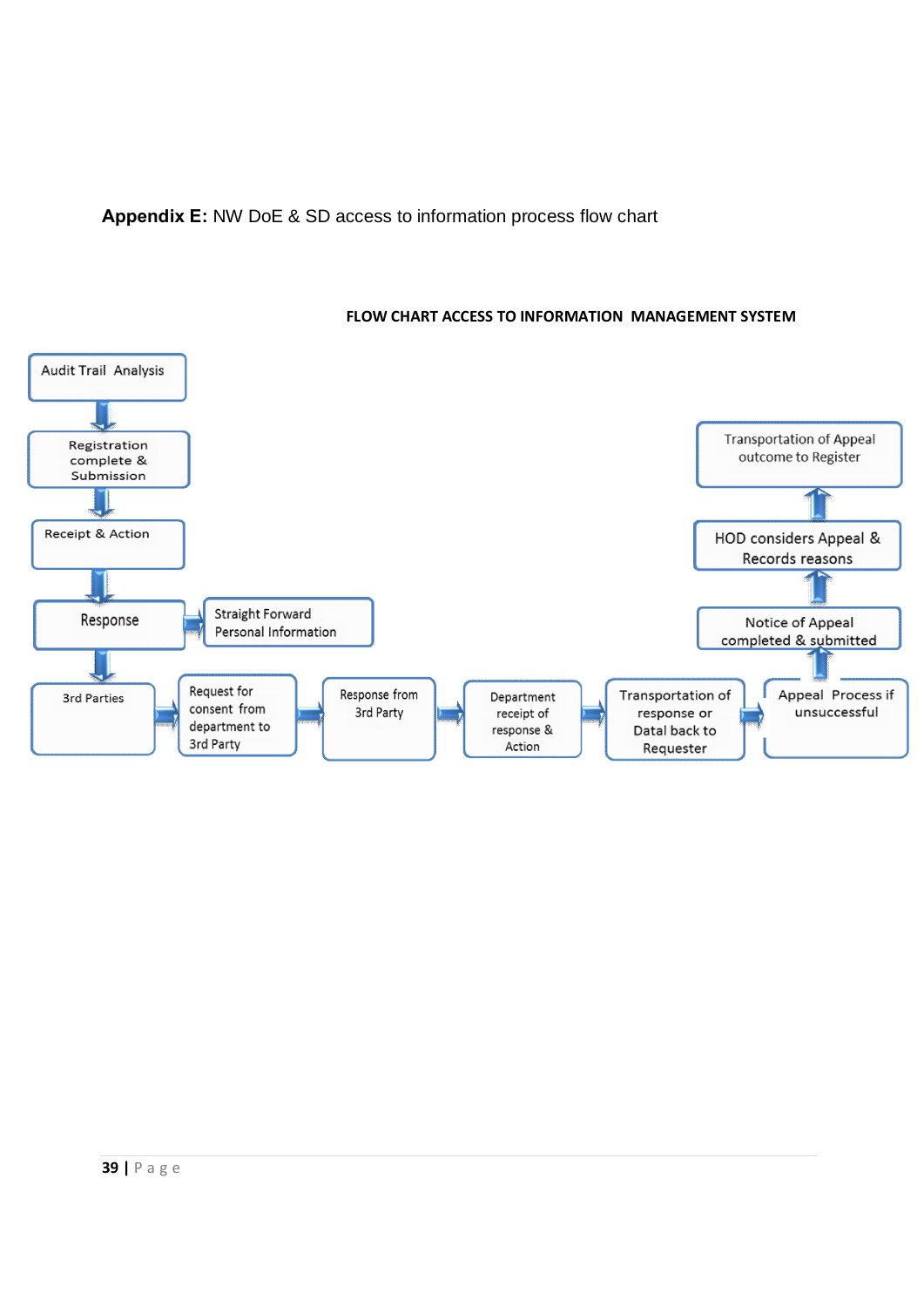**Appendix E:** NW DoE & SD access to information process flow chart

**FLOW CHART ACCESS TO INFORMATION MANAGEMENT SYSTEM**

Audit Trail Analysis

Registration complete & Submission

Receipt & Action

Response

Straight Forward Personal Information

3rd Parties

Request for consent from department to 3rd Party

Response from 3rd Party

Department receipt of response & Action

Transportation of response or Datal back to Requester

Appeal Process if unsuccessful

Notice of Appeal completed & submitted

HOD considers Appeal & Records reasons

Transportation of Appeal outcome to Register